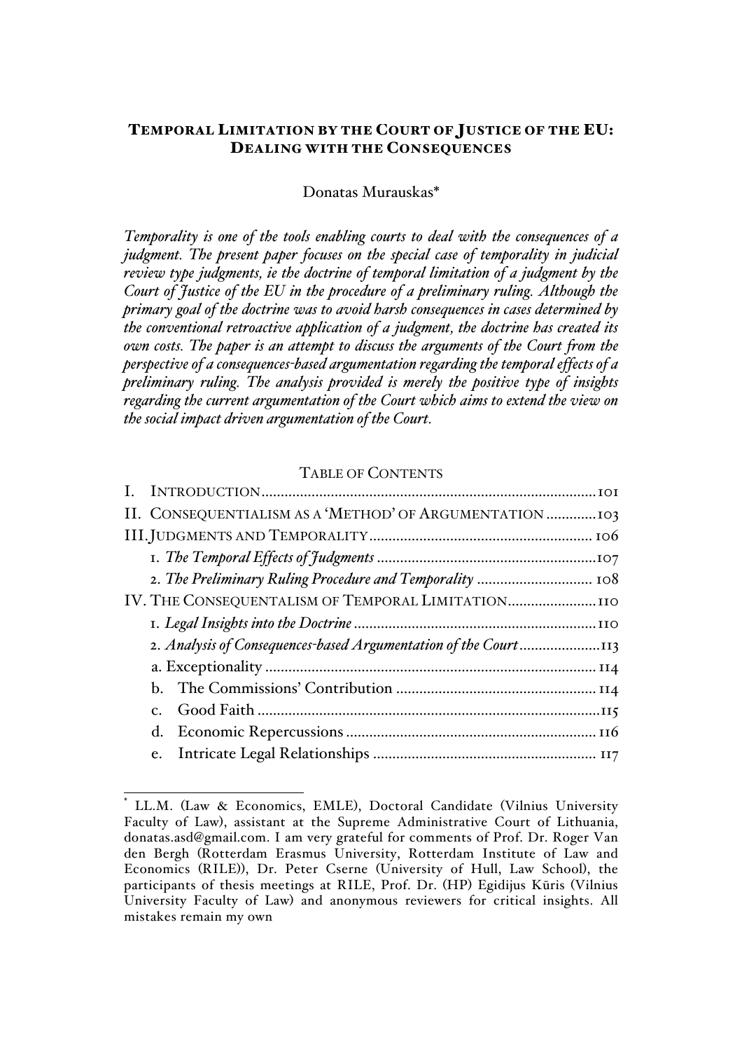# TEMPORAL LIMITATION BY THE COURT OF JUSTICE OF THE EU: DEALING WITH THE CONSEQUENCES

Donatas Murauskas*

*Temporality is one of the tools enabling courts to deal with the consequences of a judgment. The present paper focuses on the special case of temporality in judicial review type judgments, ie the doctrine of temporal limitation of a judgment by the Court of Justice of the EU in the procedure of a preliminary ruling. Although the primary goal of the doctrine was to avoid harsh consequences in cases determined by the conventional retroactive application of a judgment, the doctrine has created its own costs. The paper is an attempt to discuss the arguments of the Court from the perspective of a consequences-based argumentation regarding the temporal effects of a preliminary ruling. The analysis provided is merely the positive type of insights regarding the current argumentation of the Court which aims to extend the view on the social impact driven argumentation of the Court.*

## TABLE OF CONTENTS

I. INTRODUCTION ........................................................................................ 101
II. CONSEQUENTIALISM AS A 'METHOD' OF ARGUMENTATION ............. 103
III. JUDGMENTS AND TEMPORALITY ........................................................ 106
   1. *The Temporal Effects of Judgments* ......................................................... 107
   2. *The Preliminary Ruling Procedure and Temporality* .............................. 108
IV. THE CONSEQUENTIALISM OF TEMPORAL LIMITATION ...................... 110
   1. *Legal Insights into the Doctrine* ............................................................... 110
   2. *Analysis of Consequences-based Argumentation of the Court* .................. 113
   a. Exceptionality ........................................................................................ 114
   b. The Commissions' Contribution ............................................................ 114
   c. Good Faith ............................................................................................ 115
   d. Economic Repercussions ........................................................................ 116
   e. Intricate Legal Relationships ................................................................. 117

---

\* LL.M. (Law & Economics, EMLE), Doctoral Candidate (Vilnius University Faculty of Law), assistant at the Supreme Administrative Court of Lithuania, donatas.asd@gmail.com. I am very grateful for comments of Prof. Dr. Roger Van den Bergh (Rotterdam Erasmus University, Rotterdam Institute of Law and Economics (RILE)), Dr. Peter Cserne (University of Hull, Law School), the participants of thesis meetings at RILE, Prof. Dr. (HP) Egidijus Kūris (Vilnius University Faculty of Law) and anonymous reviewers for critical insights. All mistakes remain my own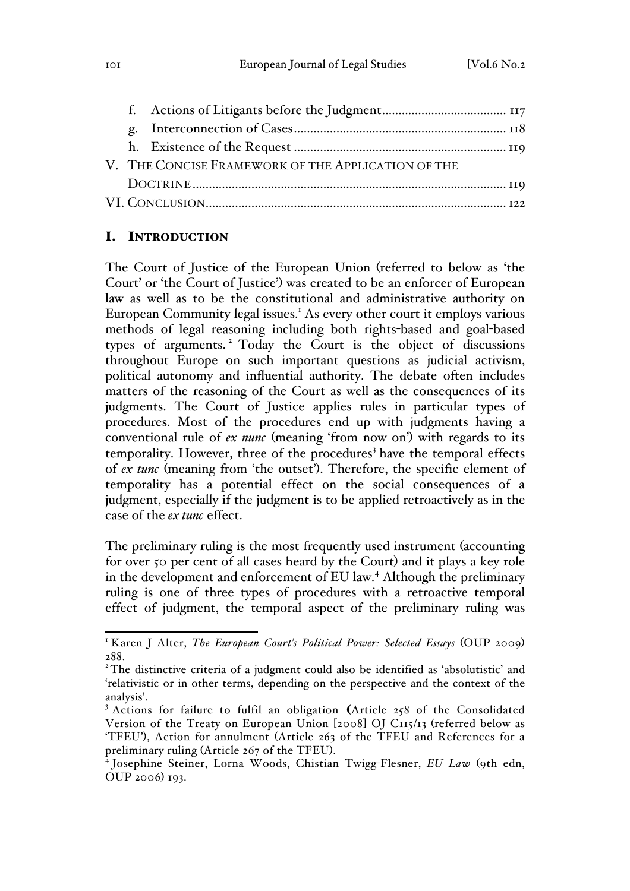f. Actions of Litigants before the Judgment ...................................... 117
g. Interconnection of Cases ................................................................ 118
h. Existence of the Request ................................................................ 119

V. THE CONCISE FRAMEWORK OF THE APPLICATION OF THE DOCTRINE ............................................................................................. 119

VI. CONCLUSION .......................................................................................... 122

## I. INTRODUCTION

The Court of Justice of the European Union (referred to below as 'the Court' or 'the Court of Justice') was created to be an enforcer of European law as well as to be the constitutional and administrative authority on European Community legal issues.[1] As every other court it employs various methods of legal reasoning including both rights-based and goal-based types of arguments.[2] Today the Court is the object of discussions throughout Europe on such important questions as judicial activism, political autonomy and influential authority. The debate often includes matters of the reasoning of the Court as well as the consequences of its judgments. The Court of Justice applies rules in particular types of procedures. Most of the procedures end up with judgments having a conventional rule of *ex nunc* (meaning 'from now on') with regards to its temporality. However, three of the procedures[3] have the temporal effects of *ex tunc* (meaning from 'the outset'). Therefore, the specific element of temporality has a potential effect on the social consequences of a judgment, especially if the judgment is to be applied retroactively as in the case of the *ex tunc* effect.

The preliminary ruling is the most frequently used instrument (accounting for over 50 per cent of all cases heard by the Court) and it plays a key role in the development and enforcement of EU law.[4] Although the preliminary ruling is one of three types of procedures with a retroactive temporal effect of judgment, the temporal aspect of the preliminary ruling was

---

[1] Karen J Alter, *The European Court's Political Power: Selected Essays* (OUP 2009) 288.

[2] The distinctive criteria of a judgment could also be identified as 'absolutistic' and 'relativistic or in other terms, depending on the perspective and the context of the analysis'.

[3] Actions for failure to fulfil an obligation (Article 258 of the Consolidated Version of the Treaty on European Union [2008] OJ C115/13 (referred below as 'TFEU'), Action for annulment (Article 263 of the TFEU and References for a preliminary ruling (Article 267 of the TFEU).

[4] Josephine Steiner, Lorna Woods, Chistian Twigg-Flesner, *EU Law* (9th edn, OUP 2006) 193.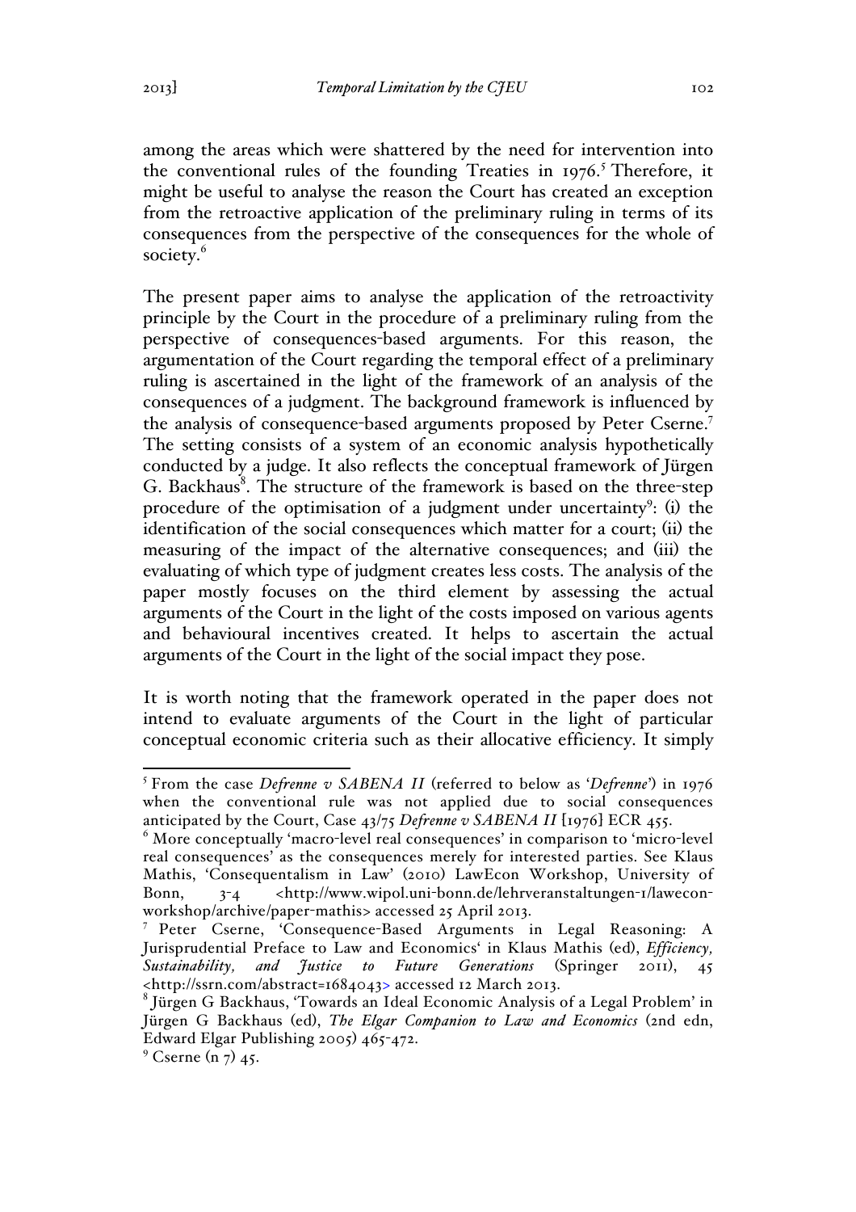among the areas which were shattered by the need for intervention into the conventional rules of the founding Treaties in 1976.[5] Therefore, it might be useful to analyse the reason the Court has created an exception from the retroactive application of the preliminary ruling in terms of its consequences from the perspective of the consequences for the whole of society.[6]

The present paper aims to analyse the application of the retroactivity principle by the Court in the procedure of a preliminary ruling from the perspective of consequences-based arguments. For this reason, the argumentation of the Court regarding the temporal effect of a preliminary ruling is ascertained in the light of the framework of an analysis of the consequences of a judgment. The background framework is influenced by the analysis of consequence-based arguments proposed by Peter Cserne.[7] The setting consists of a system of an economic analysis hypothetically conducted by a judge. It also reflects the conceptual framework of Jürgen G. Backhaus[8]. The structure of the framework is based on the three-step procedure of the optimisation of a judgment under uncertainty[9]: (i) the identification of the social consequences which matter for a court; (ii) the measuring of the impact of the alternative consequences; and (iii) the evaluating of which type of judgment creates less costs. The analysis of the paper mostly focuses on the third element by assessing the actual arguments of the Court in the light of the costs imposed on various agents and behavioural incentives created. It helps to ascertain the actual arguments of the Court in the light of the social impact they pose.

It is worth noting that the framework operated in the paper does not intend to evaluate arguments of the Court in the light of particular conceptual economic criteria such as their allocative efficiency. It simply

---

[5] From the case *Defrenne v SABENA II* (referred to below as '*Defrenne*') in 1976 when the conventional rule was not applied due to social consequences anticipated by the Court, Case 43/75 *Defrenne v SABENA II* [1976] ECR 455.

[6] More conceptually 'macro-level real consequences' in comparison to 'micro-level real consequences' as the consequences merely for interested parties. See Klaus Mathis, 'Consequentialism in Law' (2010) LawEcon Workshop, University of Bonn, 3-4 <http://www.wipol.uni-bonn.de/lehrveranstaltungen-1/lawecon-workshop/archive/paper-mathis> accessed 25 April 2013.

[7] Peter Cserne, 'Consequence-Based Arguments in Legal Reasoning: A Jurisprudential Preface to Law and Economics' in Klaus Mathis (ed), *Efficiency, Sustainability, and Justice to Future Generations* (Springer 2011), 45 <http://ssrn.com/abstract=1684043> accessed 12 March 2013.

[8] Jürgen G Backhaus, 'Towards an Ideal Economic Analysis of a Legal Problem' in Jürgen G Backhaus (ed), *The Elgar Companion to Law and Economics* (2nd edn, Edward Elgar Publishing 2005) 465-472.

[9] Cserne (n 7) 45.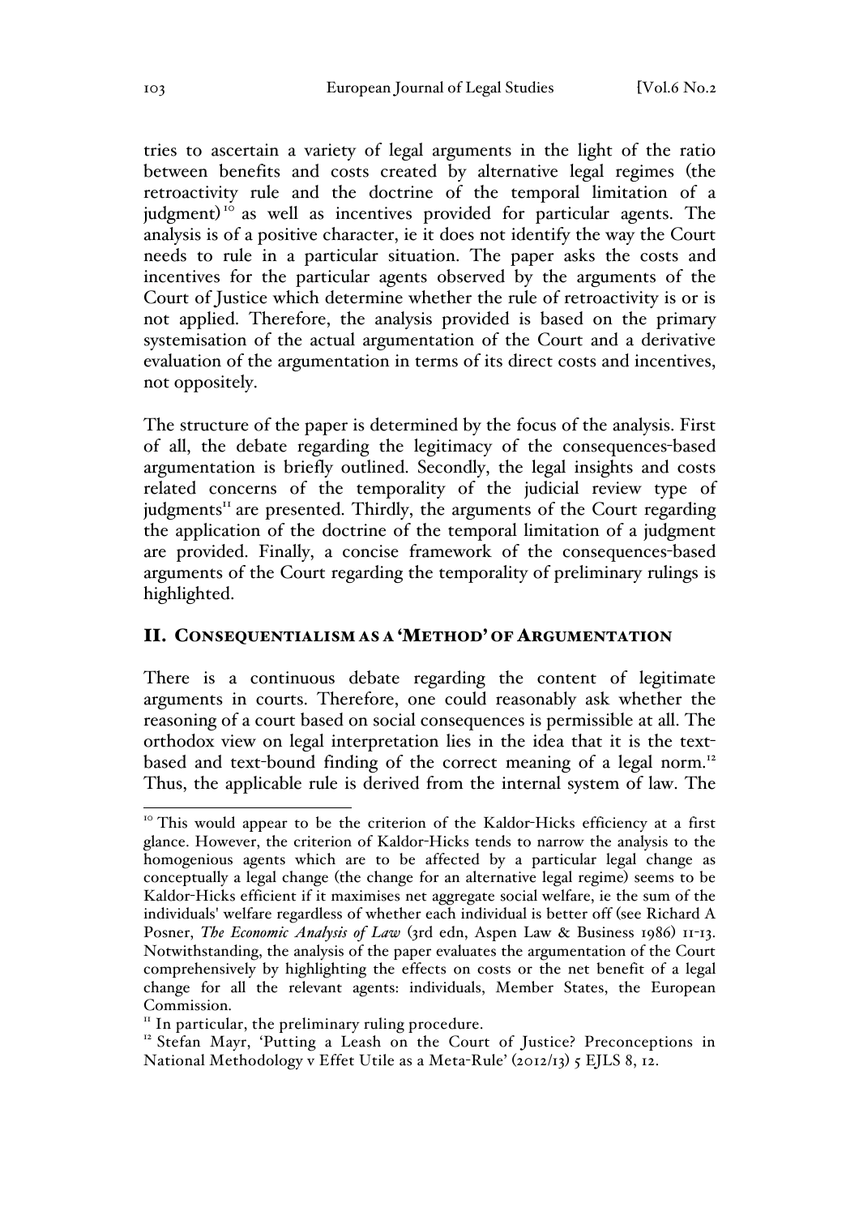tries to ascertain a variety of legal arguments in the light of the ratio between benefits and costs created by alternative legal regimes (the retroactivity rule and the doctrine of the temporal limitation of a judgment)[10] as well as incentives provided for particular agents. The analysis is of a positive character, ie it does not identify the way the Court needs to rule in a particular situation. The paper asks the costs and incentives for the particular agents observed by the arguments of the Court of Justice which determine whether the rule of retroactivity is or is not applied. Therefore, the analysis provided is based on the primary systemisation of the actual argumentation of the Court and a derivative evaluation of the argumentation in terms of its direct costs and incentives, not oppositely.

The structure of the paper is determined by the focus of the analysis. First of all, the debate regarding the legitimacy of the consequences-based argumentation is briefly outlined. Secondly, the legal insights and costs related concerns of the temporality of the judicial review type of judgments[11] are presented. Thirdly, the arguments of the Court regarding the application of the doctrine of the temporal limitation of a judgment are provided. Finally, a concise framework of the consequences-based arguments of the Court regarding the temporality of preliminary rulings is highlighted.

## II. Consequentialism as a 'Method' of Argumentation

There is a continuous debate regarding the content of legitimate arguments in courts. Therefore, one could reasonably ask whether the reasoning of a court based on social consequences is permissible at all. The orthodox view on legal interpretation lies in the idea that it is the text-based and text-bound finding of the correct meaning of a legal norm.[12] Thus, the applicable rule is derived from the internal system of law. The

---

[10] This would appear to be the criterion of the Kaldor-Hicks efficiency at a first glance. However, the criterion of Kaldor-Hicks tends to narrow the analysis to the homogenious agents which are to be affected by a particular legal change as conceptually a legal change (the change for an alternative legal regime) seems to be Kaldor-Hicks efficient if it maximises net aggregate social welfare, ie the sum of the individuals' welfare regardless of whether each individual is better off (see Richard A Posner, *The Economic Analysis of Law* (3rd edn, Aspen Law & Business 1986) 11-13. Notwithstanding, the analysis of the paper evaluates the argumentation of the Court comprehensively by highlighting the effects on costs or the net benefit of a legal change for all the relevant agents: individuals, Member States, the European Commission.

[11] In particular, the preliminary ruling procedure.

[12] Stefan Mayr, 'Putting a Leash on the Court of Justice? Preconceptions in National Methodology v Effet Utile as a Meta-Rule' (2012/13) 5 EJLS 8, 12.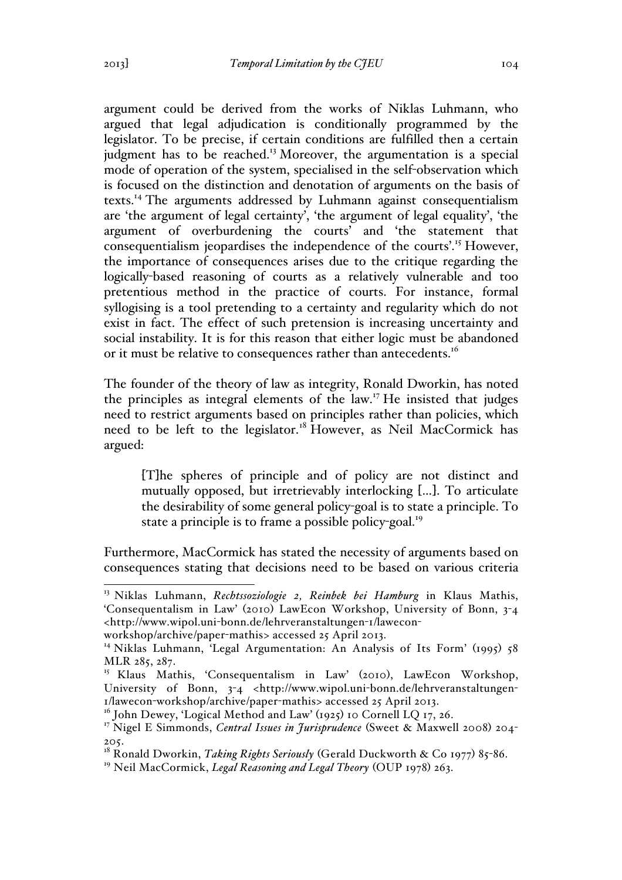argument could be derived from the works of Niklas Luhmann, who argued that legal adjudication is conditionally programmed by the legislator. To be precise, if certain conditions are fulfilled then a certain judgment has to be reached.[13] Moreover, the argumentation is a special mode of operation of the system, specialised in the self-observation which is focused on the distinction and denotation of arguments on the basis of texts.[14] The arguments addressed by Luhmann against consequentialism are 'the argument of legal certainty', 'the argument of legal equality', 'the argument of overburdening the courts' and 'the statement that consequentialism jeopardises the independence of the courts'.[15] However, the importance of consequences arises due to the critique regarding the logically-based reasoning of courts as a relatively vulnerable and too pretentious method in the practice of courts. For instance, formal syllogising is a tool pretending to a certainty and regularity which do not exist in fact. The effect of such pretension is increasing uncertainty and social instability. It is for this reason that either logic must be abandoned or it must be relative to consequences rather than antecedents.[16]

The founder of the theory of law as integrity, Ronald Dworkin, has noted the principles as integral elements of the law.[17] He insisted that judges need to restrict arguments based on principles rather than policies, which need to be left to the legislator.[18] However, as Neil MacCormick has argued:

> [T]he spheres of principle and of policy are not distinct and mutually opposed, but irretrievably interlocking [...]. To articulate the desirability of some general policy-goal is to state a principle. To state a principle is to frame a possible policy-goal.[19]

Furthermore, MacCormick has stated the necessity of arguments based on consequences stating that decisions need to be based on various criteria

---

[13] Niklas Luhmann, *Rechtssoziologie 2, Reinbek bei Hamburg* in Klaus Mathis, 'Consequentalism in Law' (2010) LawEcon Workshop, University of Bonn, 3-4 <http://www.wipol.uni-bonn.de/lehrveranstaltungen-1/lawecon-workshop/archive/paper-mathis> accessed 25 April 2013.

[14] Niklas Luhmann, 'Legal Argumentation: An Analysis of Its Form' (1995) 58 MLR 285, 287.

[15] Klaus Mathis, 'Consequentalism in Law' (2010), LawEcon Workshop, University of Bonn, 3-4 <http://www.wipol.uni-bonn.de/lehrveranstaltungen-1/lawecon-workshop/archive/paper-mathis> accessed 25 April 2013.

[16] John Dewey, 'Logical Method and Law' (1925) 10 Cornell LQ 17, 26.

[17] Nigel E Simmonds, *Central Issues in Jurisprudence* (Sweet & Maxwell 2008) 204-205.

[18] Ronald Dworkin, *Taking Rights Seriously* (Gerald Duckworth & Co 1977) 85-86.

[19] Neil MacCormick, *Legal Reasoning and Legal Theory* (OUP 1978) 263.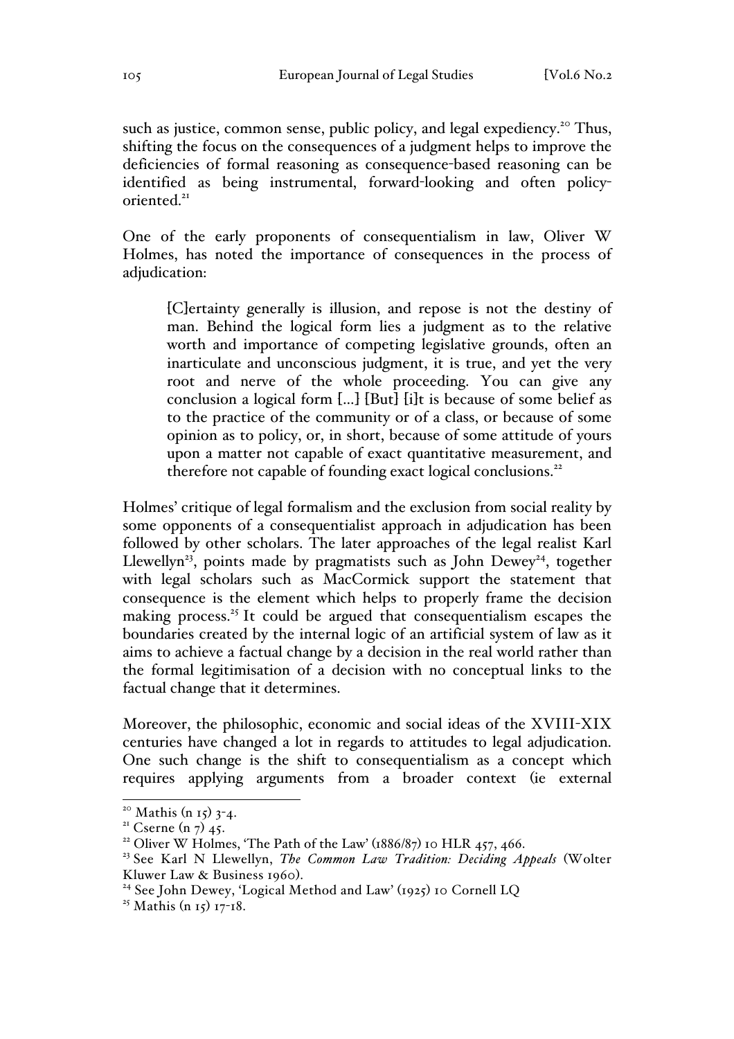such as justice, common sense, public policy, and legal expediency.[20] Thus, shifting the focus on the consequences of a judgment helps to improve the deficiencies of formal reasoning as consequence-based reasoning can be identified as being instrumental, forward-looking and often policy-oriented.[21]

One of the early proponents of consequentialism in law, Oliver W Holmes, has noted the importance of consequences in the process of adjudication:

> [C]ertainty generally is illusion, and repose is not the destiny of man. Behind the logical form lies a judgment as to the relative worth and importance of competing legislative grounds, often an inarticulate and unconscious judgment, it is true, and yet the very root and nerve of the whole proceeding. You can give any conclusion a logical form [...] [But] [i]t is because of some belief as to the practice of the community or of a class, or because of some opinion as to policy, or, in short, because of some attitude of yours upon a matter not capable of exact quantitative measurement, and therefore not capable of founding exact logical conclusions.[22]

Holmes' critique of legal formalism and the exclusion from social reality by some opponents of a consequentialist approach in adjudication has been followed by other scholars. The later approaches of the legal realist Karl Llewellyn[23], points made by pragmatists such as John Dewey[24], together with legal scholars such as MacCormick support the statement that consequence is the element which helps to properly frame the decision making process.[25] It could be argued that consequentialism escapes the boundaries created by the internal logic of an artificial system of law as it aims to achieve a factual change by a decision in the real world rather than the formal legitimisation of a decision with no conceptual links to the factual change that it determines.

Moreover, the philosophic, economic and social ideas of the XVIII-XIX centuries have changed a lot in regards to attitudes to legal adjudication. One such change is the shift to consequentialism as a concept which requires applying arguments from a broader context (ie external

---

[20] Mathis (n 15) 3-4.

[21] Cserne (n 7) 45.

[22] Oliver W Holmes, 'The Path of the Law' (1886/87) 10 HLR 457, 466.

[23] See Karl N Llewellyn, *The Common Law Tradition: Deciding Appeals* (Wolter Kluwer Law & Business 1960).

[24] See John Dewey, 'Logical Method and Law' (1925) 10 Cornell LQ

[25] Mathis (n 15) 17-18.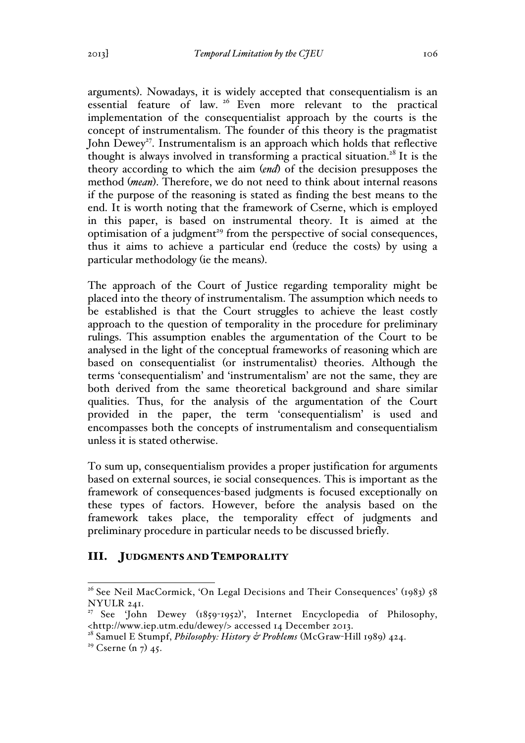arguments). Nowadays, it is widely accepted that consequentialism is an essential feature of law. [26] Even more relevant to the practical implementation of the consequentialist approach by the courts is the concept of instrumentalism. The founder of this theory is the pragmatist John Dewey[27]. Instrumentalism is an approach which holds that reflective thought is always involved in transforming a practical situation.[28] It is the theory according to which the aim (*end*) of the decision presupposes the method (*mean*). Therefore, we do not need to think about internal reasons if the purpose of the reasoning is stated as finding the best means to the end. It is worth noting that the framework of Cserne, which is employed in this paper, is based on instrumental theory. It is aimed at the optimisation of a judgment[29] from the perspective of social consequences, thus it aims to achieve a particular end (reduce the costs) by using a particular methodology (ie the means).

The approach of the Court of Justice regarding temporality might be placed into the theory of instrumentalism. The assumption which needs to be established is that the Court struggles to achieve the least costly approach to the question of temporality in the procedure for preliminary rulings. This assumption enables the argumentation of the Court to be analysed in the light of the conceptual frameworks of reasoning which are based on consequentialist (or instrumentalist) theories. Although the terms 'consequentialism' and 'instrumentalism' are not the same, they are both derived from the same theoretical background and share similar qualities. Thus, for the analysis of the argumentation of the Court provided in the paper, the term 'consequentialism' is used and encompasses both the concepts of instrumentalism and consequentialism unless it is stated otherwise.

To sum up, consequentialism provides a proper justification for arguments based on external sources, ie social consequences. This is important as the framework of consequences-based judgments is focused exceptionally on these types of factors. However, before the analysis based on the framework takes place, the temporality effect of judgments and preliminary procedure in particular needs to be discussed briefly.

## III. JUDGMENTS AND TEMPORALITY

---

[26] See Neil MacCormick, 'On Legal Decisions and Their Consequences' (1983) 58 NYULR 241.

[27] See 'John Dewey (1859-1952)', Internet Encyclopedia of Philosophy, <http://www.iep.utm.edu/dewey/> accessed 14 December 2013.

[28] Samuel E Stumpf, *Philosophy: History & Problems* (McGraw-Hill 1989) 424.

[29] Cserne (n 7) 45.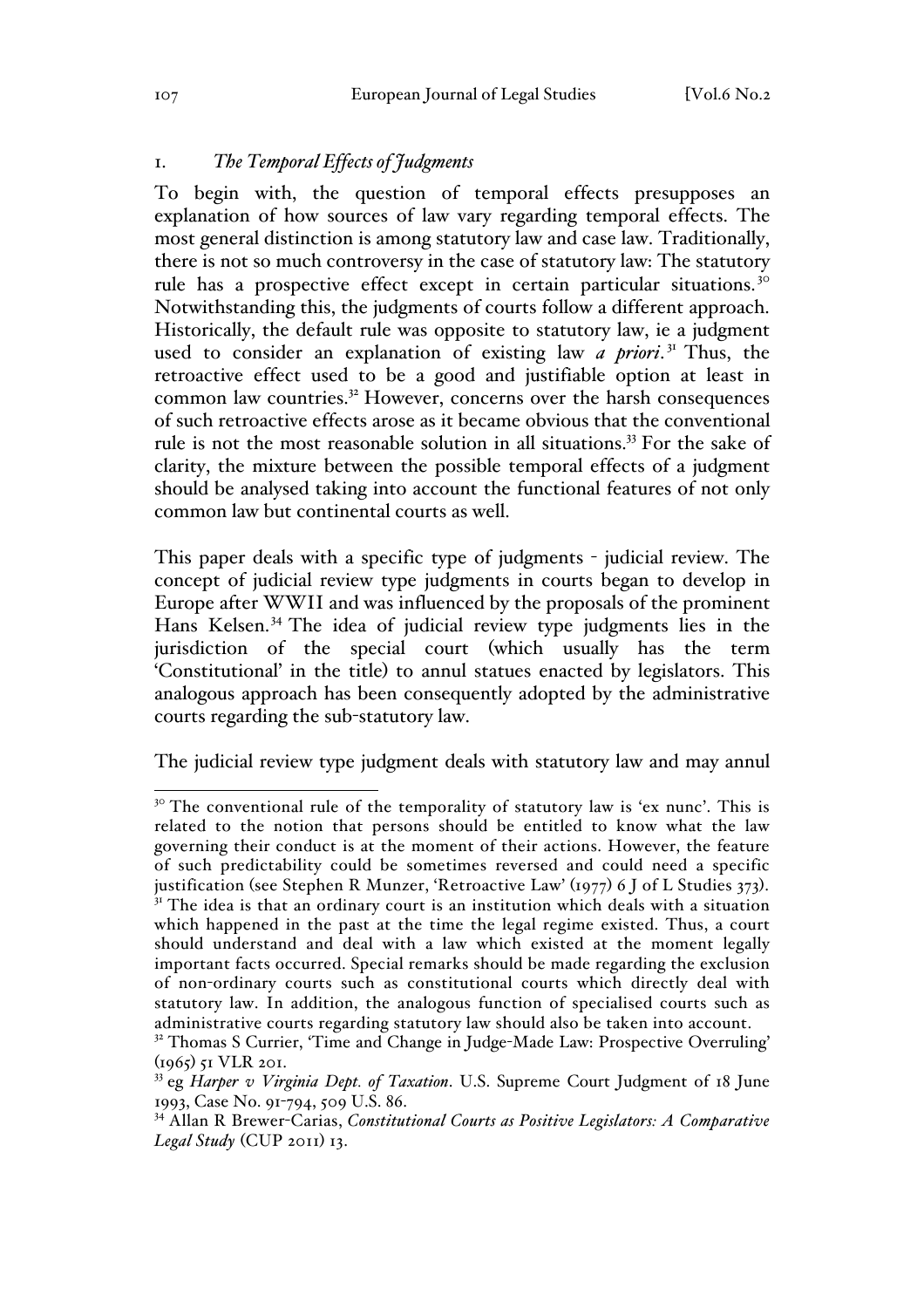## 1. *The Temporal Effects of Judgments*

To begin with, the question of temporal effects presupposes an explanation of how sources of law vary regarding temporal effects. The most general distinction is among statutory law and case law. Traditionally, there is not so much controversy in the case of statutory law: The statutory rule has a prospective effect except in certain particular situations.[30] Notwithstanding this, the judgments of courts follow a different approach. Historically, the default rule was opposite to statutory law, ie a judgment used to consider an explanation of existing law *a priori*.[31] Thus, the retroactive effect used to be a good and justifiable option at least in common law countries.[32] However, concerns over the harsh consequences of such retroactive effects arose as it became obvious that the conventional rule is not the most reasonable solution in all situations.[33] For the sake of clarity, the mixture between the possible temporal effects of a judgment should be analysed taking into account the functional features of not only common law but continental courts as well.

This paper deals with a specific type of judgments - judicial review. The concept of judicial review type judgments in courts began to develop in Europe after WWII and was influenced by the proposals of the prominent Hans Kelsen.[34] The idea of judicial review type judgments lies in the jurisdiction of the special court (which usually has the term 'Constitutional' in the title) to annul statues enacted by legislators. This analogous approach has been consequently adopted by the administrative courts regarding the sub-statutory law.

The judicial review type judgment deals with statutory law and may annul

---

[30] The conventional rule of the temporality of statutory law is 'ex nunc'. This is related to the notion that persons should be entitled to know what the law governing their conduct is at the moment of their actions. However, the feature of such predictability could be sometimes reversed and could need a specific justification (see Stephen R Munzer, 'Retroactive Law' (1977) 6 J of L Studies 373).

[31] The idea is that an ordinary court is an institution which deals with a situation which happened in the past at the time the legal regime existed. Thus, a court should understand and deal with a law which existed at the moment legally important facts occurred. Special remarks should be made regarding the exclusion of non-ordinary courts such as constitutional courts which directly deal with statutory law. In addition, the analogous function of specialised courts such as administrative courts regarding statutory law should also be taken into account.

[32] Thomas S Currier, 'Time and Change in Judge-Made Law: Prospective Overruling' (1965) 51 VLR 201.

[33] eg *Harper v Virginia Dept. of Taxation*. U.S. Supreme Court Judgment of 18 June 1993, Case No. 91-794, 509 U.S. 86.

[34] Allan R Brewer-Carias, *Constitutional Courts as Positive Legislators: A Comparative Legal Study* (CUP 2011) 13.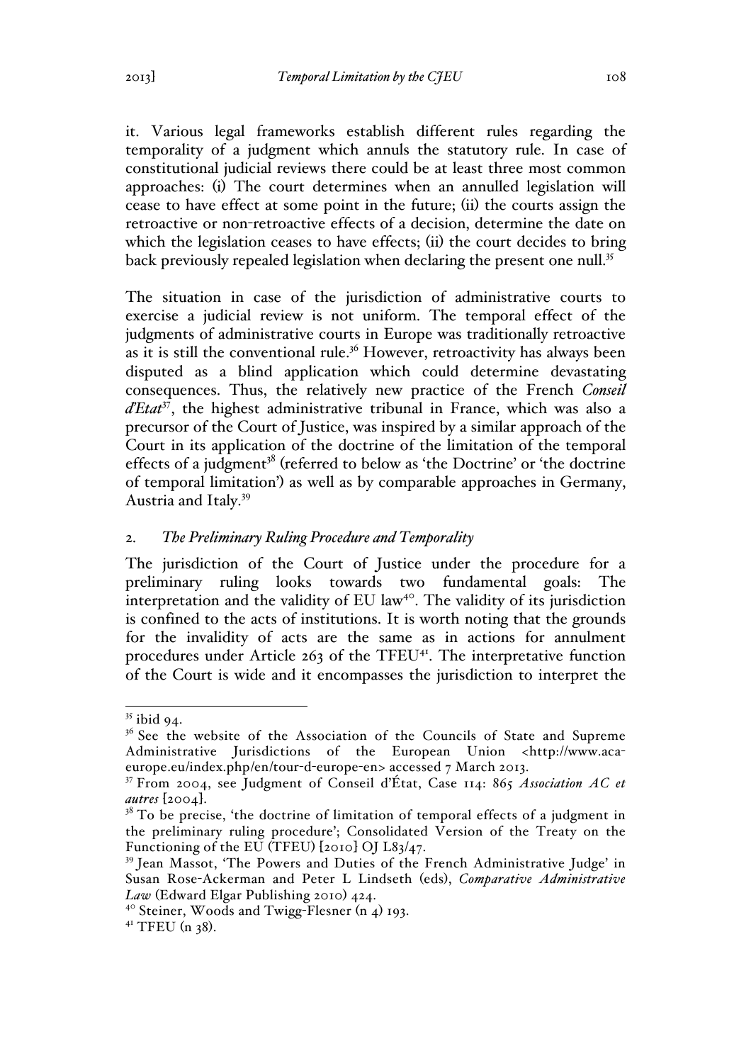it. Various legal frameworks establish different rules regarding the temporality of a judgment which annuls the statutory rule. In case of constitutional judicial reviews there could be at least three most common approaches: (i) The court determines when an annulled legislation will cease to have effect at some point in the future; (ii) the courts assign the retroactive or non-retroactive effects of a decision, determine the date on which the legislation ceases to have effects; (ii) the court decides to bring back previously repealed legislation when declaring the present one null.[35]

The situation in case of the jurisdiction of administrative courts to exercise a judicial review is not uniform. The temporal effect of the judgments of administrative courts in Europe was traditionally retroactive as it is still the conventional rule.[36] However, retroactivity has always been disputed as a blind application which could determine devastating consequences. Thus, the relatively new practice of the French *Conseil d'Etat*[37], the highest administrative tribunal in France, which was also a precursor of the Court of Justice, was inspired by a similar approach of the Court in its application of the doctrine of the limitation of the temporal effects of a judgment[38] (referred to below as 'the Doctrine' or 'the doctrine of temporal limitation') as well as by comparable approaches in Germany, Austria and Italy.[39]

## 2. *The Preliminary Ruling Procedure and Temporality*

The jurisdiction of the Court of Justice under the procedure for a preliminary ruling looks towards two fundamental goals: The interpretation and the validity of EU law[40]. The validity of its jurisdiction is confined to the acts of institutions. It is worth noting that the grounds for the invalidity of acts are the same as in actions for annulment procedures under Article 263 of the TFEU[41]. The interpretative function of the Court is wide and it encompasses the jurisdiction to interpret the

---

[35] ibid 94.

[36] See the website of the Association of the Councils of State and Supreme Administrative Jurisdictions of the European Union <http://www.aca-europe.eu/index.php/en/tour-d-europe-en> accessed 7 March 2013.

[37] From 2004, see Judgment of Conseil d'État, Case 114: 865 *Association AC et autres* [2004].

[38] To be precise, 'the doctrine of limitation of temporal effects of a judgment in the preliminary ruling procedure'; Consolidated Version of the Treaty on the Functioning of the EU (TFEU) [2010] OJ L83/47.

[39] Jean Massot, 'The Powers and Duties of the French Administrative Judge' in Susan Rose-Ackerman and Peter L Lindseth (eds), *Comparative Administrative Law* (Edward Elgar Publishing 2010) 424.

[40] Steiner, Woods and Twigg-Flesner (n 4) 193.

[41] TFEU (n 38).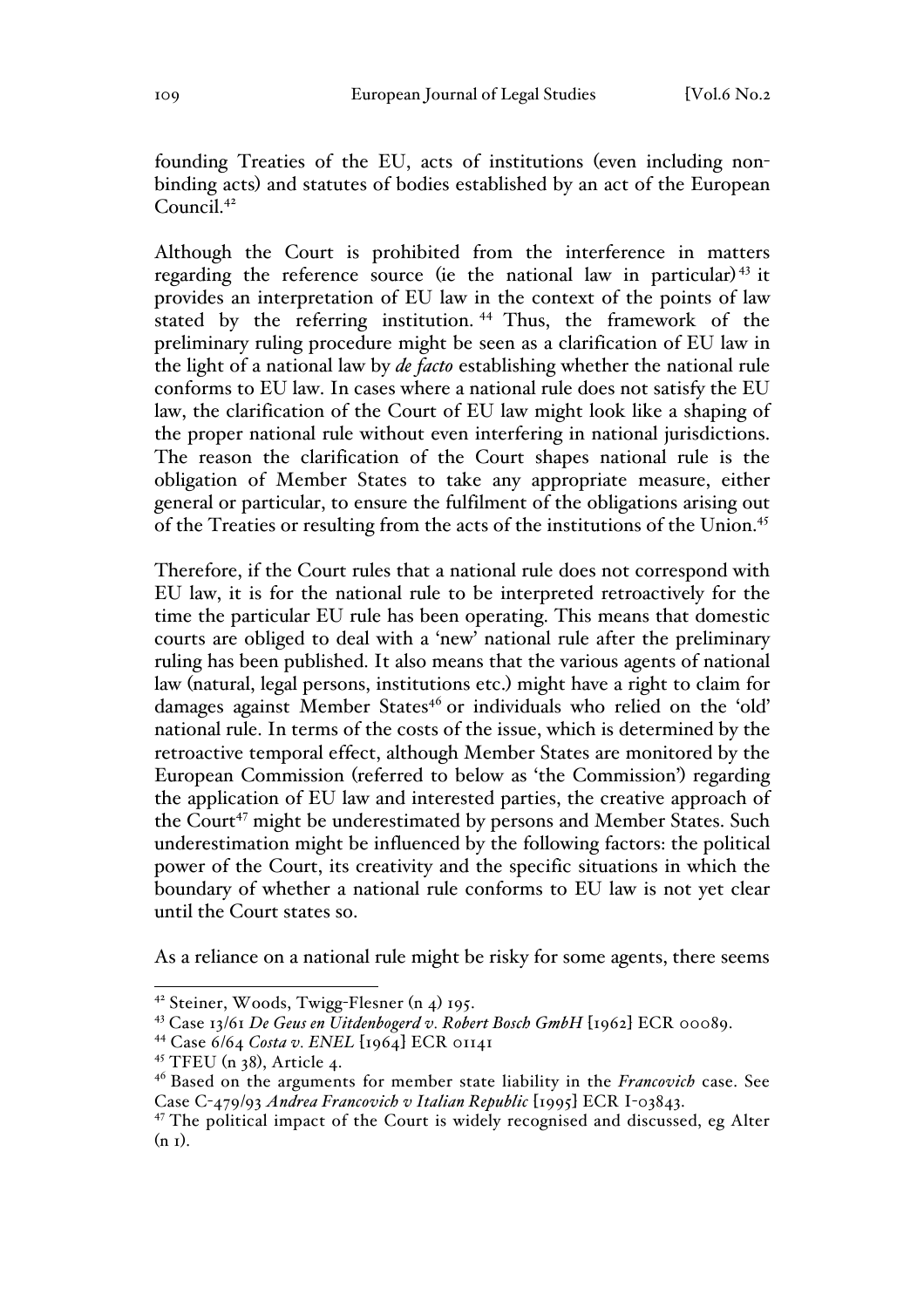founding Treaties of the EU, acts of institutions (even including non-binding acts) and statutes of bodies established by an act of the European Council.[42]

Although the Court is prohibited from the interference in matters regarding the reference source (ie the national law in particular)[43] it provides an interpretation of EU law in the context of the points of law stated by the referring institution.[44] Thus, the framework of the preliminary ruling procedure might be seen as a clarification of EU law in the light of a national law by *de facto* establishing whether the national rule conforms to EU law. In cases where a national rule does not satisfy the EU law, the clarification of the Court of EU law might look like a shaping of the proper national rule without even interfering in national jurisdictions. The reason the clarification of the Court shapes national rule is the obligation of Member States to take any appropriate measure, either general or particular, to ensure the fulfilment of the obligations arising out of the Treaties or resulting from the acts of the institutions of the Union.[45]

Therefore, if the Court rules that a national rule does not correspond with EU law, it is for the national rule to be interpreted retroactively for the time the particular EU rule has been operating. This means that domestic courts are obliged to deal with a 'new' national rule after the preliminary ruling has been published. It also means that the various agents of national law (natural, legal persons, institutions etc.) might have a right to claim for damages against Member States[46] or individuals who relied on the 'old' national rule. In terms of the costs of the issue, which is determined by the retroactive temporal effect, although Member States are monitored by the European Commission (referred to below as 'the Commission') regarding the application of EU law and interested parties, the creative approach of the Court[47] might be underestimated by persons and Member States. Such underestimation might be influenced by the following factors: the political power of the Court, its creativity and the specific situations in which the boundary of whether a national rule conforms to EU law is not yet clear until the Court states so.

As a reliance on a national rule might be risky for some agents, there seems

---

[42] Steiner, Woods, Twigg-Flesner (n 4) 195.

[43] Case 13/61 *De Geus en Uitdenbogerd v. Robert Bosch GmbH* [1962] ECR 00089.

[44] Case 6/64 *Costa v. ENEL* [1964] ECR 01141

[45] TFEU (n 38), Article 4.

[46] Based on the arguments for member state liability in the *Francovich* case. See Case C-479/93 *Andrea Francovich v Italian Republic* [1995] ECR I-03843.

[47] The political impact of the Court is widely recognised and discussed, eg Alter (n 1).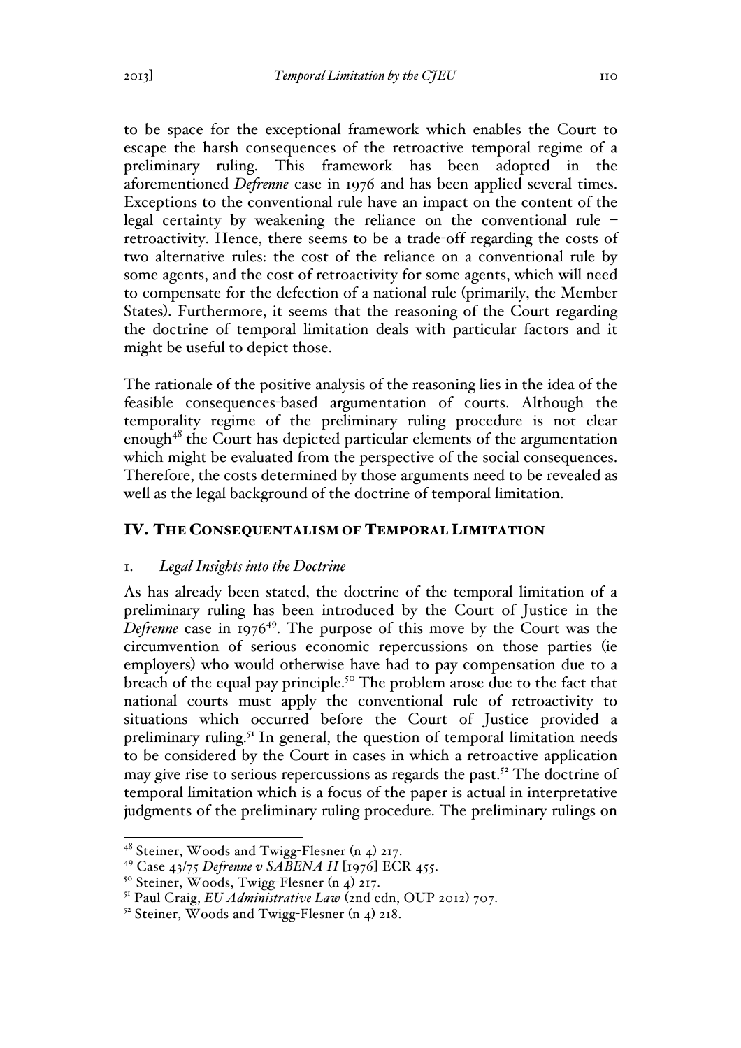to be space for the exceptional framework which enables the Court to escape the harsh consequences of the retroactive temporal regime of a preliminary ruling. This framework has been adopted in the aforementioned *Defrenne* case in 1976 and has been applied several times. Exceptions to the conventional rule have an impact on the content of the legal certainty by weakening the reliance on the conventional rule – retroactivity. Hence, there seems to be a trade-off regarding the costs of two alternative rules: the cost of the reliance on a conventional rule by some agents, and the cost of retroactivity for some agents, which will need to compensate for the defection of a national rule (primarily, the Member States). Furthermore, it seems that the reasoning of the Court regarding the doctrine of temporal limitation deals with particular factors and it might be useful to depict those.

The rationale of the positive analysis of the reasoning lies in the idea of the feasible consequences-based argumentation of courts. Although the temporality regime of the preliminary ruling procedure is not clear enough[48] the Court has depicted particular elements of the argumentation which might be evaluated from the perspective of the social consequences. Therefore, the costs determined by those arguments need to be revealed as well as the legal background of the doctrine of temporal limitation.

## IV. The Consequentialism of Temporal Limitation

### 1. *Legal Insights into the Doctrine*

As has already been stated, the doctrine of the temporal limitation of a preliminary ruling has been introduced by the Court of Justice in the *Defrenne* case in 1976[49]. The purpose of this move by the Court was the circumvention of serious economic repercussions on those parties (ie employers) who would otherwise have had to pay compensation due to a breach of the equal pay principle.[50] The problem arose due to the fact that national courts must apply the conventional rule of retroactivity to situations which occurred before the Court of Justice provided a preliminary ruling.[51] In general, the question of temporal limitation needs to be considered by the Court in cases in which a retroactive application may give rise to serious repercussions as regards the past.[52] The doctrine of temporal limitation which is a focus of the paper is actual in interpretative judgments of the preliminary ruling procedure. The preliminary rulings on

[48] Steiner, Woods and Twigg-Flesner (n 4) 217.

[49] Case 43/75 *Defrenne v SABENA II* [1976] ECR 455.

[50] Steiner, Woods, Twigg-Flesner (n 4) 217.

[51] Paul Craig, *EU Administrative Law* (2nd edn, OUP 2012) 707.

[52] Steiner, Woods and Twigg-Flesner (n 4) 218.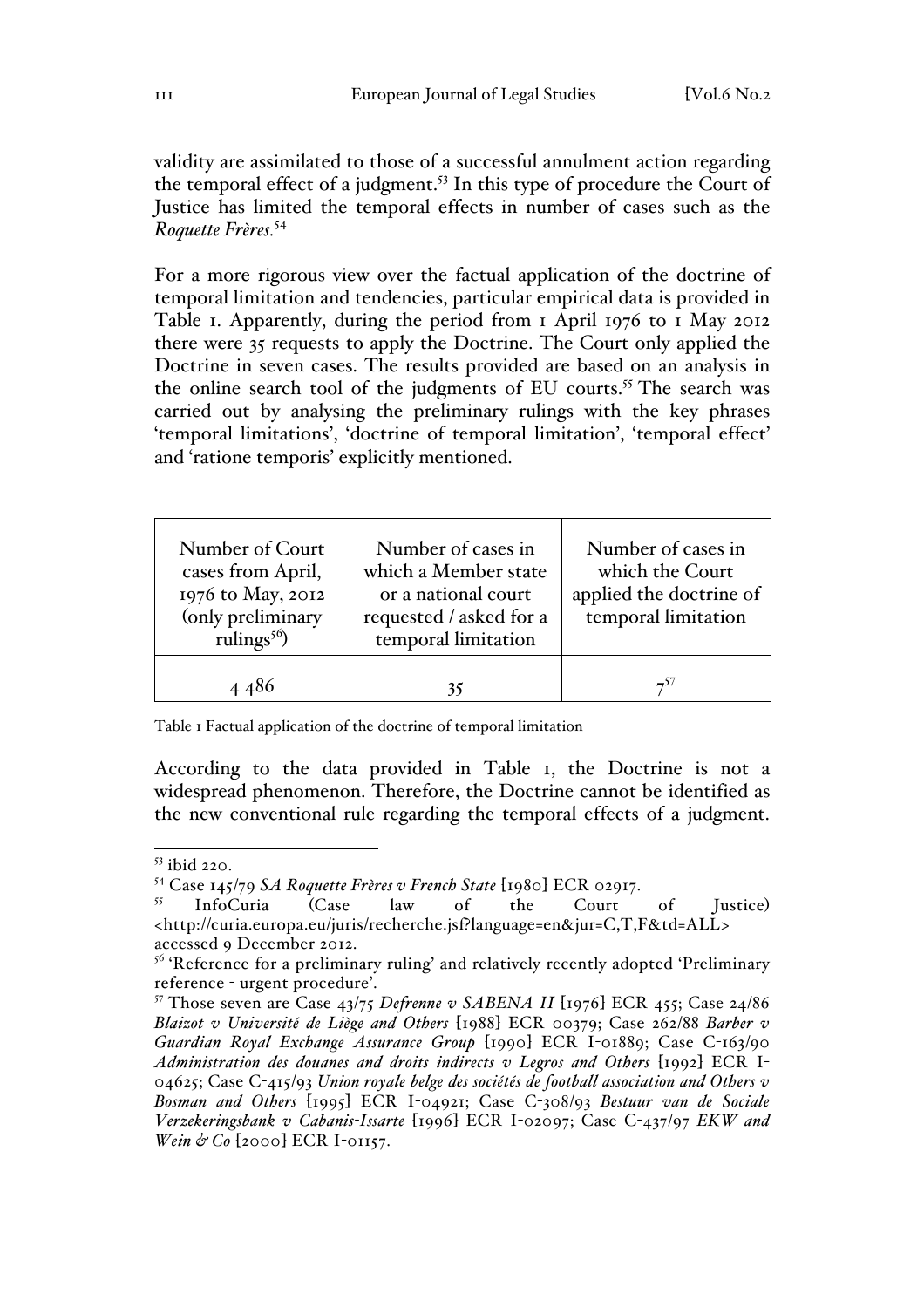validity are assimilated to those of a successful annulment action regarding the temporal effect of a judgment.[53] In this type of procedure the Court of Justice has limited the temporal effects in number of cases such as the *Roquette Frères*.[54]

For a more rigorous view over the factual application of the doctrine of temporal limitation and tendencies, particular empirical data is provided in Table 1. Apparently, during the period from 1 April 1976 to 1 May 2012 there were 35 requests to apply the Doctrine. The Court only applied the Doctrine in seven cases. The results provided are based on an analysis in the online search tool of the judgments of EU courts.[55] The search was carried out by analysing the preliminary rulings with the key phrases 'temporal limitations', 'doctrine of temporal limitation', 'temporal effect' and 'ratione temporis' explicitly mentioned.

| Number of Court cases from April, 1976 to May, 2012 (only preliminary rulings[56]) | Number of cases in which a Member state or a national court requested / asked for a temporal limitation | Number of cases in which the Court applied the doctrine of temporal limitation |
|---|---|---|
| 4 486 | 35 | 7[57] |

Table 1 Factual application of the doctrine of temporal limitation

According to the data provided in Table 1, the Doctrine is not a widespread phenomenon. Therefore, the Doctrine cannot be identified as the new conventional rule regarding the temporal effects of a judgment.

---

[53] ibid 220.

[54] Case 145/79 *SA Roquette Frères v French State* [1980] ECR 02917.

[55] InfoCuria (Case law of the Court of Justice) <http://curia.europa.eu/juris/recherche.jsf?language=en&jur=C,T,F&td=ALL> accessed 9 December 2012.

[56] 'Reference for a preliminary ruling' and relatively recently adopted 'Preliminary reference - urgent procedure'.

[57] Those seven are Case 43/75 *Defrenne v SABENA II* [1976] ECR 455; Case 24/86 *Blaizot v Université de Liège and Others* [1988] ECR 00379; Case 262/88 *Barber v Guardian Royal Exchange Assurance Group* [1990] ECR I-01889; Case C-163/90 *Administration des douanes and droits indirects v Legros and Others* [1992] ECR I-04625; Case C-415/93 *Union royale belge des sociétés de football association and Others v Bosman and Others* [1995] ECR I-04921; Case C-308/93 *Bestuur van de Sociale Verzekeringsbank v Cabanis-Issarte* [1996] ECR I-02097; Case C-437/97 *EKW and Wein & Co* [2000] ECR I-01157.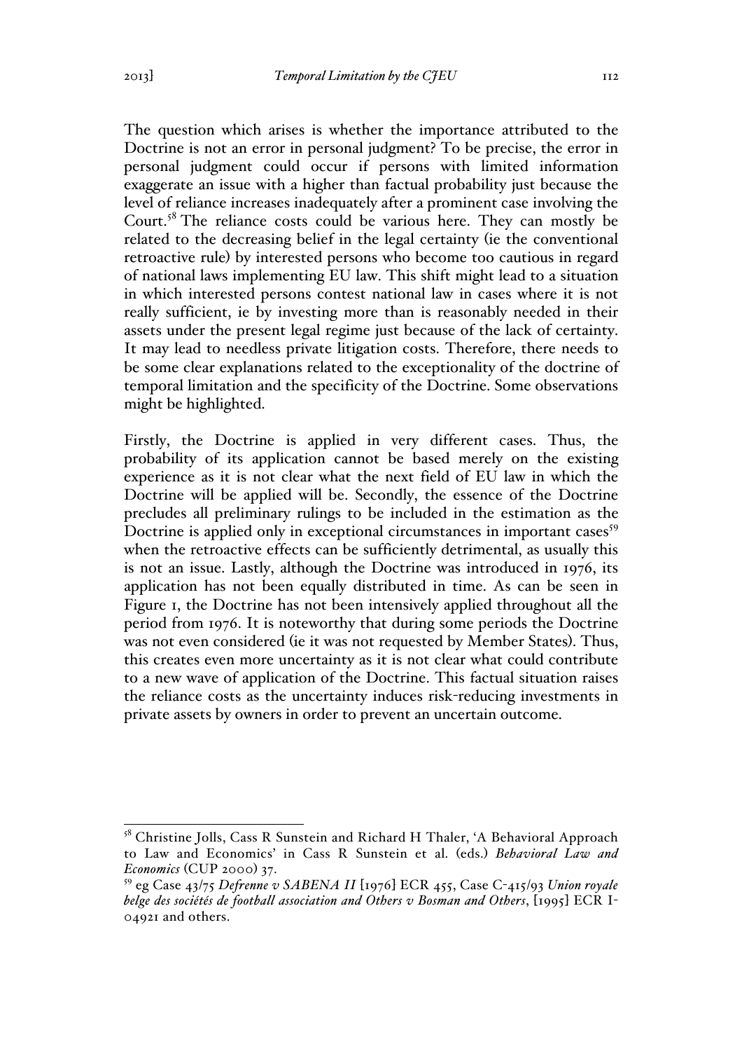The question which arises is whether the importance attributed to the Doctrine is not an error in personal judgment? To be precise, the error in personal judgment could occur if persons with limited information exaggerate an issue with a higher than factual probability just because the level of reliance increases inadequately after a prominent case involving the Court.[58] The reliance costs could be various here. They can mostly be related to the decreasing belief in the legal certainty (ie the conventional retroactive rule) by interested persons who become too cautious in regard of national laws implementing EU law. This shift might lead to a situation in which interested persons contest national law in cases where it is not really sufficient, ie by investing more than is reasonably needed in their assets under the present legal regime just because of the lack of certainty. It may lead to needless private litigation costs. Therefore, there needs to be some clear explanations related to the exceptionality of the doctrine of temporal limitation and the specificity of the Doctrine. Some observations might be highlighted.

Firstly, the Doctrine is applied in very different cases. Thus, the probability of its application cannot be based merely on the existing experience as it is not clear what the next field of EU law in which the Doctrine will be applied will be. Secondly, the essence of the Doctrine precludes all preliminary rulings to be included in the estimation as the Doctrine is applied only in exceptional circumstances in important cases[59] when the retroactive effects can be sufficiently detrimental, as usually this is not an issue. Lastly, although the Doctrine was introduced in 1976, its application has not been equally distributed in time. As can be seen in Figure 1, the Doctrine has not been intensively applied throughout all the period from 1976. It is noteworthy that during some periods the Doctrine was not even considered (ie it was not requested by Member States). Thus, this creates even more uncertainty as it is not clear what could contribute to a new wave of application of the Doctrine. This factual situation raises the reliance costs as the uncertainty induces risk-reducing investments in private assets by owners in order to prevent an uncertain outcome.

---

[58] Christine Jolls, Cass R Sunstein and Richard H Thaler, 'A Behavioral Approach to Law and Economics' in Cass R Sunstein et al. (eds.) *Behavioral Law and Economics* (CUP 2000) 37.

[59] eg Case 43/75 *Defrenne v SABENA II* [1976] ECR 455, Case C-415/93 *Union royale belge des sociétés de football association and Others v Bosman and Others*, [1995] ECR I-04921 and others.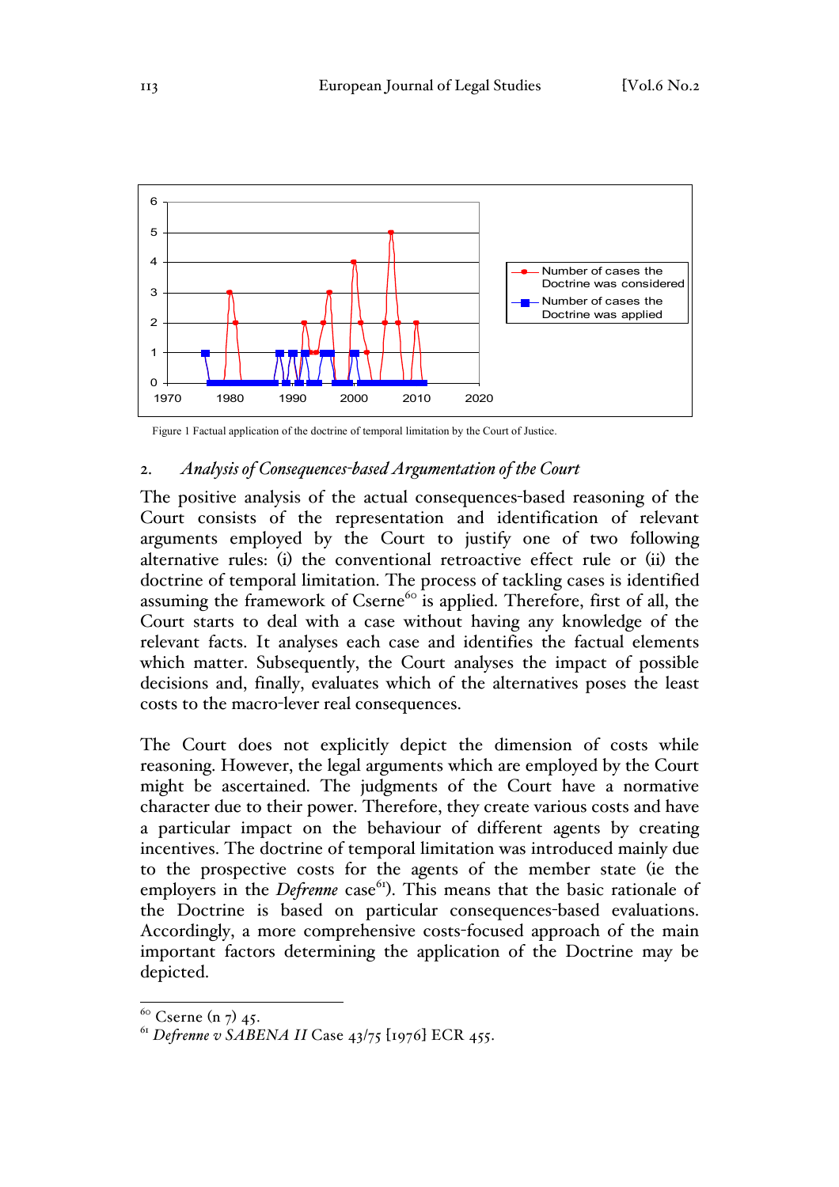Figure 1 Factual application of the doctrine of temporal limitation by the Court of Justice.

## 2. *Analysis of Consequences-based Argumentation of the Court*

The positive analysis of the actual consequences-based reasoning of the Court consists of the representation and identification of relevant arguments employed by the Court to justify one of two following alternative rules: (i) the conventional retroactive effect rule or (ii) the doctrine of temporal limitation. The process of tackling cases is identified assuming the framework of Cserne[60] is applied. Therefore, first of all, the Court starts to deal with a case without having any knowledge of the relevant facts. It analyses each case and identifies the factual elements which matter. Subsequently, the Court analyses the impact of possible decisions and, finally, evaluates which of the alternatives poses the least costs to the macro-lever real consequences.

The Court does not explicitly depict the dimension of costs while reasoning. However, the legal arguments which are employed by the Court might be ascertained. The judgments of the Court have a normative character due to their power. Therefore, they create various costs and have a particular impact on the behaviour of different agents by creating incentives. The doctrine of temporal limitation was introduced mainly due to the prospective costs for the agents of the member state (ie the employers in the *Defrenne* case[61]). This means that the basic rationale of the Doctrine is based on particular consequences-based evaluations. Accordingly, a more comprehensive costs-focused approach of the main important factors determining the application of the Doctrine may be depicted.

[60] Cserne (n 7) 45.

[61] *Defrenne v SABENA II* Case 43/75 [1976] ECR 455.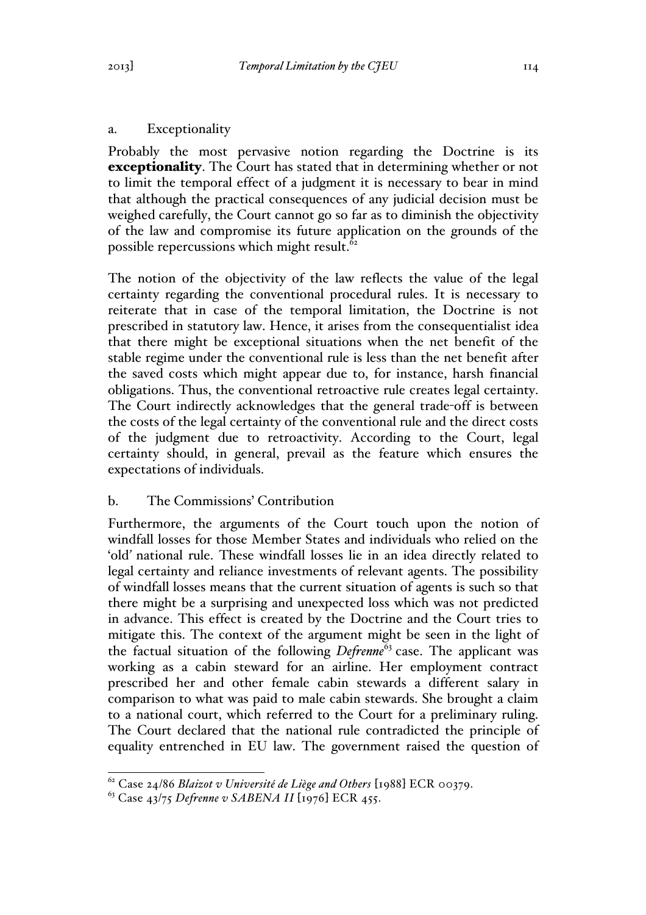### a. Exceptionality

Probably the most pervasive notion regarding the Doctrine is its **exceptionality**. The Court has stated that in determining whether or not to limit the temporal effect of a judgment it is necessary to bear in mind that although the practical consequences of any judicial decision must be weighed carefully, the Court cannot go so far as to diminish the objectivity of the law and compromise its future application on the grounds of the possible repercussions which might result.[62]

The notion of the objectivity of the law reflects the value of the legal certainty regarding the conventional procedural rules. It is necessary to reiterate that in case of the temporal limitation, the Doctrine is not prescribed in statutory law. Hence, it arises from the consequentialist idea that there might be exceptional situations when the net benefit of the stable regime under the conventional rule is less than the net benefit after the saved costs which might appear due to, for instance, harsh financial obligations. Thus, the conventional retroactive rule creates legal certainty. The Court indirectly acknowledges that the general trade-off is between the costs of the legal certainty of the conventional rule and the direct costs of the judgment due to retroactivity. According to the Court, legal certainty should, in general, prevail as the feature which ensures the expectations of individuals.

### b. The Commissions' Contribution

Furthermore, the arguments of the Court touch upon the notion of windfall losses for those Member States and individuals who relied on the 'old' national rule. These windfall losses lie in an idea directly related to legal certainty and reliance investments of relevant agents. The possibility of windfall losses means that the current situation of agents is such so that there might be a surprising and unexpected loss which was not predicted in advance. This effect is created by the Doctrine and the Court tries to mitigate this. The context of the argument might be seen in the light of the factual situation of the following *Defrenne*[63] case. The applicant was working as a cabin steward for an airline. Her employment contract prescribed her and other female cabin stewards a different salary in comparison to what was paid to male cabin stewards. She brought a claim to a national court, which referred to the Court for a preliminary ruling. The Court declared that the national rule contradicted the principle of equality entrenched in EU law. The government raised the question of

---

[62] Case 24/86 *Blaizot v Université de Liège and Others* [1988] ECR 00379.

[63] Case 43/75 *Defrenne v SABENA II* [1976] ECR 455.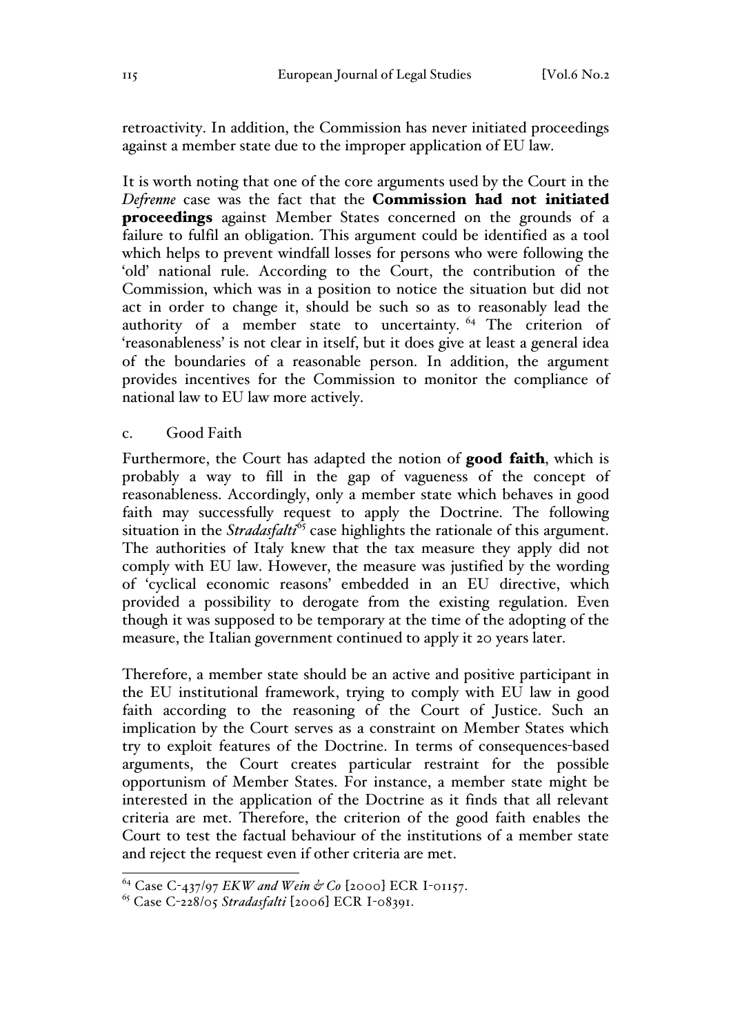retroactivity. In addition, the Commission has never initiated proceedings against a member state due to the improper application of EU law.

It is worth noting that one of the core arguments used by the Court in the *Defrenne* case was the fact that the **Commission had not initiated proceedings** against Member States concerned on the grounds of a failure to fulfil an obligation. This argument could be identified as a tool which helps to prevent windfall losses for persons who were following the 'old' national rule. According to the Court, the contribution of the Commission, which was in a position to notice the situation but did not act in order to change it, should be such so as to reasonably lead the authority of a member state to uncertainty. [64] The criterion of 'reasonableness' is not clear in itself, but it does give at least a general idea of the boundaries of a reasonable person. In addition, the argument provides incentives for the Commission to monitor the compliance of national law to EU law more actively.

c. Good Faith

Furthermore, the Court has adapted the notion of **good faith**, which is probably a way to fill in the gap of vagueness of the concept of reasonableness. Accordingly, only a member state which behaves in good faith may successfully request to apply the Doctrine. The following situation in the *Stradasfalti*[65] case highlights the rationale of this argument. The authorities of Italy knew that the tax measure they apply did not comply with EU law. However, the measure was justified by the wording of 'cyclical economic reasons' embedded in an EU directive, which provided a possibility to derogate from the existing regulation. Even though it was supposed to be temporary at the time of the adopting of the measure, the Italian government continued to apply it 20 years later.

Therefore, a member state should be an active and positive participant in the EU institutional framework, trying to comply with EU law in good faith according to the reasoning of the Court of Justice. Such an implication by the Court serves as a constraint on Member States which try to exploit features of the Doctrine. In terms of consequences-based arguments, the Court creates particular restraint for the possible opportunism of Member States. For instance, a member state might be interested in the application of the Doctrine as it finds that all relevant criteria are met. Therefore, the criterion of the good faith enables the Court to test the factual behaviour of the institutions of a member state and reject the request even if other criteria are met.

---

[64] Case C-437/97 *EKW and Wein & Co* [2000] ECR I-01157.

[65] Case C-228/05 *Stradasfalti* [2006] ECR I-08391.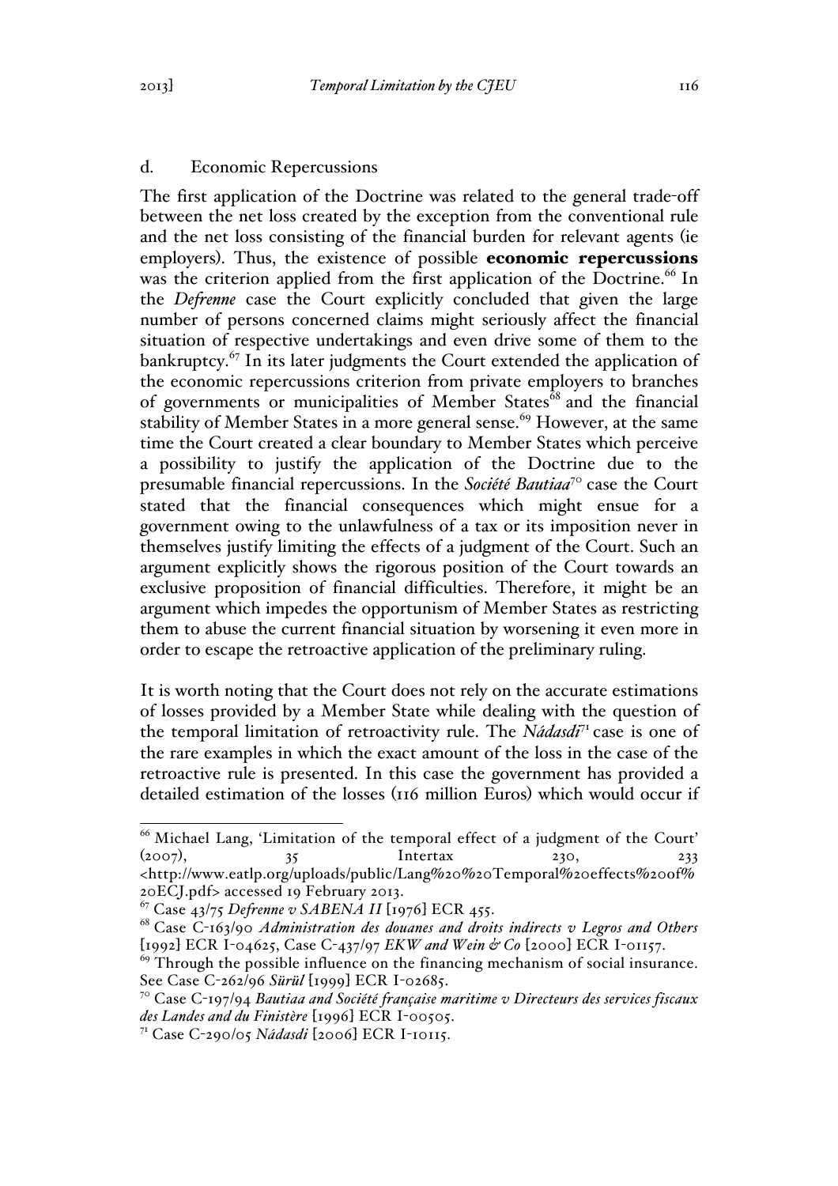### d. Economic Repercussions

The first application of the Doctrine was related to the general trade-off between the net loss created by the exception from the conventional rule and the net loss consisting of the financial burden for relevant agents (ie employers). Thus, the existence of possible **economic repercussions** was the criterion applied from the first application of the Doctrine.[66] In the *Defrenne* case the Court explicitly concluded that given the large number of persons concerned claims might seriously affect the financial situation of respective undertakings and even drive some of them to the bankruptcy.[67] In its later judgments the Court extended the application of the economic repercussions criterion from private employers to branches of governments or municipalities of Member States[68] and the financial stability of Member States in a more general sense.[69] However, at the same time the Court created a clear boundary to Member States which perceive a possibility to justify the application of the Doctrine due to the presumable financial repercussions. In the *Société Bautiaa*[70] case the Court stated that the financial consequences which might ensue for a government owing to the unlawfulness of a tax or its imposition never in themselves justify limiting the effects of a judgment of the Court. Such an argument explicitly shows the rigorous position of the Court towards an exclusive proposition of financial difficulties. Therefore, it might be an argument which impedes the opportunism of Member States as restricting them to abuse the current financial situation by worsening it even more in order to escape the retroactive application of the preliminary ruling.

It is worth noting that the Court does not rely on the accurate estimations of losses provided by a Member State while dealing with the question of the temporal limitation of retroactivity rule. The *Nádasdi*[71] case is one of the rare examples in which the exact amount of the loss in the case of the retroactive rule is presented. In this case the government has provided a detailed estimation of the losses (116 million Euros) which would occur if

---

[66] Michael Lang, 'Limitation of the temporal effect of a judgment of the Court' (2007), 35 Intertax 230, 233 <http://www.eatlp.org/uploads/public/Lang%20%20Temporal%20effects%20of%20ECJ.pdf> accessed 19 February 2013.

[67] Case 43/75 *Defrenne v SABENA II* [1976] ECR 455.

[68] Case C-163/90 *Administration des douanes and droits indirects v Legros and Others* [1992] ECR I-04625, Case C-437/97 *EKW and Wein & Co* [2000] ECR I-01157.

[69] Through the possible influence on the financing mechanism of social insurance. See Case C-262/96 *Sürül* [1999] ECR I-02685.

[70] Case C-197/94 *Bautiaa and Société française maritime v Directeurs des services fiscaux des Landes and du Finistère* [1996] ECR I-00505.

[71] Case C-290/05 *Nádasdi* [2006] ECR I-10115.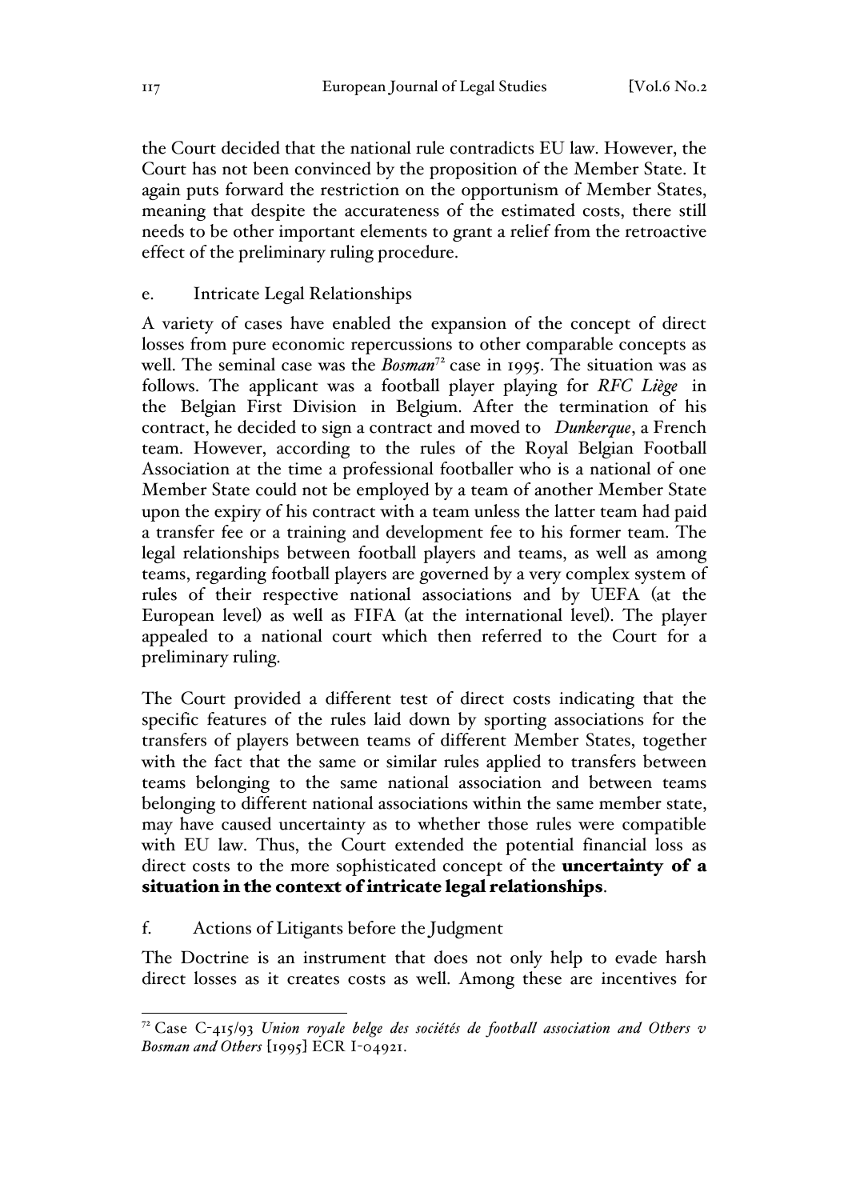the Court decided that the national rule contradicts EU law. However, the Court has not been convinced by the proposition of the Member State. It again puts forward the restriction on the opportunism of Member States, meaning that despite the accurateness of the estimated costs, there still needs to be other important elements to grant a relief from the retroactive effect of the preliminary ruling procedure.

### e. Intricate Legal Relationships

A variety of cases have enabled the expansion of the concept of direct losses from pure economic repercussions to other comparable concepts as well. The seminal case was the *Bosman*[72] case in 1995. The situation was as follows. The applicant was a football player playing for *RFC Liège* in the Belgian First Division in Belgium. After the termination of his contract, he decided to sign a contract and moved to *Dunkerque*, a French team. However, according to the rules of the Royal Belgian Football Association at the time a professional footballer who is a national of one Member State could not be employed by a team of another Member State upon the expiry of his contract with a team unless the latter team had paid a transfer fee or a training and development fee to his former team. The legal relationships between football players and teams, as well as among teams, regarding football players are governed by a very complex system of rules of their respective national associations and by UEFA (at the European level) as well as FIFA (at the international level). The player appealed to a national court which then referred to the Court for a preliminary ruling.

The Court provided a different test of direct costs indicating that the specific features of the rules laid down by sporting associations for the transfers of players between teams of different Member States, together with the fact that the same or similar rules applied to transfers between teams belonging to the same national association and between teams belonging to different national associations within the same member state, may have caused uncertainty as to whether those rules were compatible with EU law. Thus, the Court extended the potential financial loss as direct costs to the more sophisticated concept of the **uncertainty of a situation in the context of intricate legal relationships**.

### f. Actions of Litigants before the Judgment

The Doctrine is an instrument that does not only help to evade harsh direct losses as it creates costs as well. Among these are incentives for

[72] Case C-415/93 *Union royale belge des sociétés de football association and Others v Bosman and Others* [1995] ECR I-04921.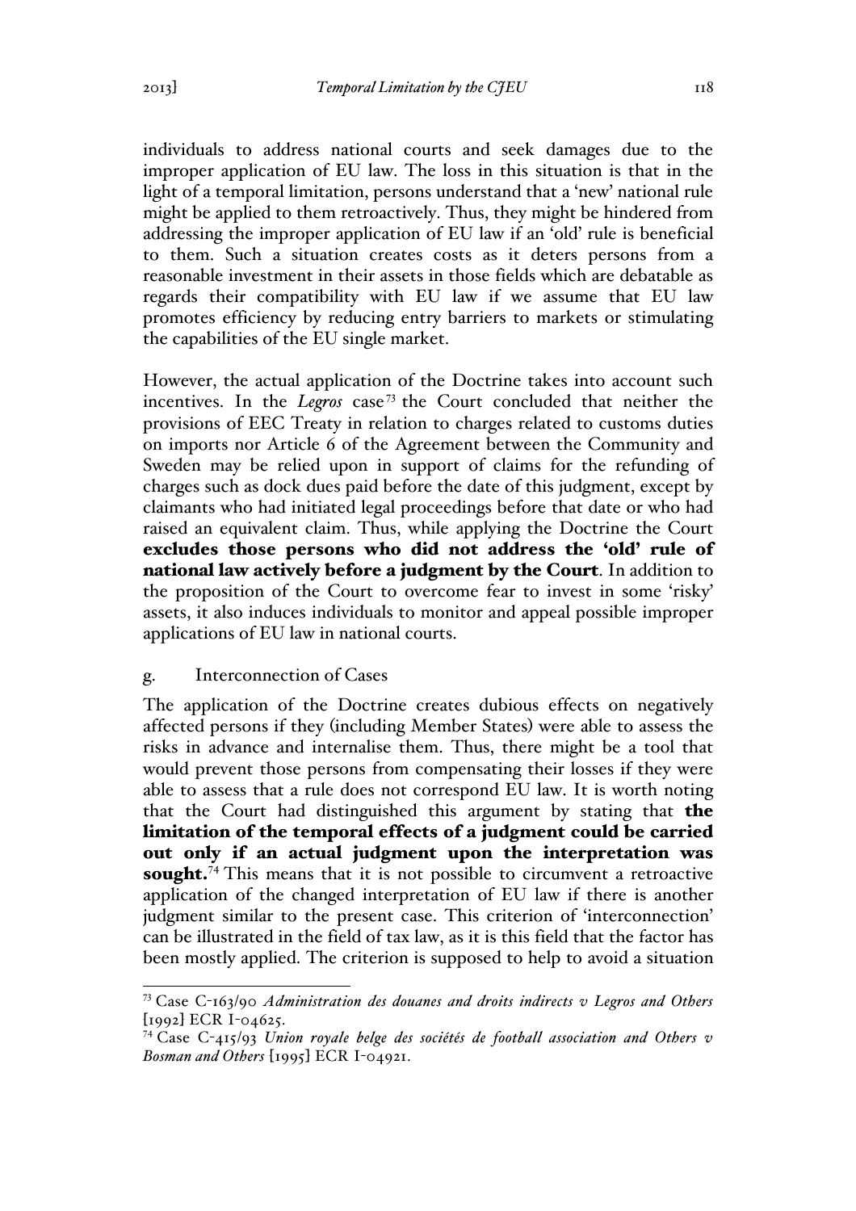individuals to address national courts and seek damages due to the improper application of EU law. The loss in this situation is that in the light of a temporal limitation, persons understand that a 'new' national rule might be applied to them retroactively. Thus, they might be hindered from addressing the improper application of EU law if an 'old' rule is beneficial to them. Such a situation creates costs as it deters persons from a reasonable investment in their assets in those fields which are debatable as regards their compatibility with EU law if we assume that EU law promotes efficiency by reducing entry barriers to markets or stimulating the capabilities of the EU single market.

However, the actual application of the Doctrine takes into account such incentives. In the *Legros* case[73] the Court concluded that neither the provisions of EEC Treaty in relation to charges related to customs duties on imports nor Article 6 of the Agreement between the Community and Sweden may be relied upon in support of claims for the refunding of charges such as dock dues paid before the date of this judgment, except by claimants who had initiated legal proceedings before that date or who had raised an equivalent claim. Thus, while applying the Doctrine the Court **excludes those persons who did not address the 'old' rule of national law actively before a judgment by the Court**. In addition to the proposition of the Court to overcome fear to invest in some 'risky' assets, it also induces individuals to monitor and appeal possible improper applications of EU law in national courts.

### g. Interconnection of Cases

The application of the Doctrine creates dubious effects on negatively affected persons if they (including Member States) were able to assess the risks in advance and internalise them. Thus, there might be a tool that would prevent those persons from compensating their losses if they were able to assess that a rule does not correspond EU law. It is worth noting that the Court had distinguished this argument by stating that **the limitation of the temporal effects of a judgment could be carried out only if an actual judgment upon the interpretation was sought.**[74] This means that it is not possible to circumvent a retroactive application of the changed interpretation of EU law if there is another judgment similar to the present case. This criterion of 'interconnection' can be illustrated in the field of tax law, as it is this field that the factor has been mostly applied. The criterion is supposed to help to avoid a situation

---

[73] Case C-163/90 *Administration des douanes and droits indirects v Legros and Others* [1992] ECR I-04625.

[74] Case C-415/93 *Union royale belge des sociétés de football association and Others v Bosman and Others* [1995] ECR I-04921.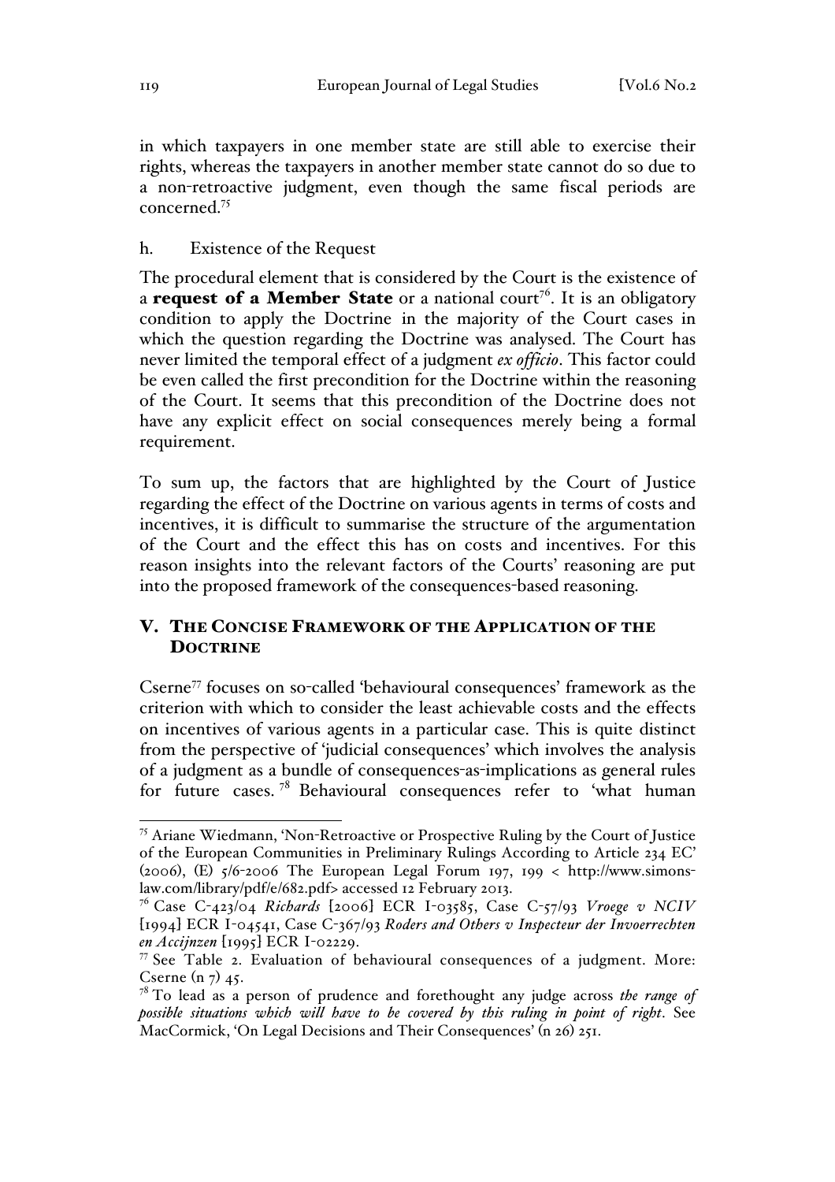in which taxpayers in one member state are still able to exercise their rights, whereas the taxpayers in another member state cannot do so due to a non-retroactive judgment, even though the same fiscal periods are concerned.[75]

### h. Existence of the Request

The procedural element that is considered by the Court is the existence of a **request of a Member State** or a national court[76]. It is an obligatory condition to apply the Doctrine in the majority of the Court cases in which the question regarding the Doctrine was analysed. The Court has never limited the temporal effect of a judgment *ex officio*. This factor could be even called the first precondition for the Doctrine within the reasoning of the Court. It seems that this precondition of the Doctrine does not have any explicit effect on social consequences merely being a formal requirement.

To sum up, the factors that are highlighted by the Court of Justice regarding the effect of the Doctrine on various agents in terms of costs and incentives, it is difficult to summarise the structure of the argumentation of the Court and the effect this has on costs and incentives. For this reason insights into the relevant factors of the Courts' reasoning are put into the proposed framework of the consequences-based reasoning.

## V. THE CONCISE FRAMEWORK OF THE APPLICATION OF THE DOCTRINE

Cserne[77] focuses on so-called 'behavioural consequences' framework as the criterion with which to consider the least achievable costs and the effects on incentives of various agents in a particular case. This is quite distinct from the perspective of 'judicial consequences' which involves the analysis of a judgment as a bundle of consequences-as-implications as general rules for future cases.[78] Behavioural consequences refer to 'what human

---

[75] Ariane Wiedmann, 'Non-Retroactive or Prospective Ruling by the Court of Justice of the European Communities in Preliminary Rulings According to Article 234 EC' (2006), (E) 5/6-2006 The European Legal Forum 197, 199 < http://www.simons-law.com/library/pdf/e/682.pdf> accessed 12 February 2013.

[76] Case C-423/04 *Richards* [2006] ECR I-03585, Case C-57/93 *Vroege v NCIV* [1994] ECR I-04541, Case C-367/93 *Roders and Others v Inspecteur der Invoerrechten en Accijnzen* [1995] ECR I-02229.

[77] See Table 2. Evaluation of behavioural consequences of a judgment. More: Cserne (n 7) 45.

[78] To lead as a person of prudence and forethought any judge across *the range of possible situations which will have to be covered by this ruling in point of right*. See MacCormick, 'On Legal Decisions and Their Consequences' (n 26) 251.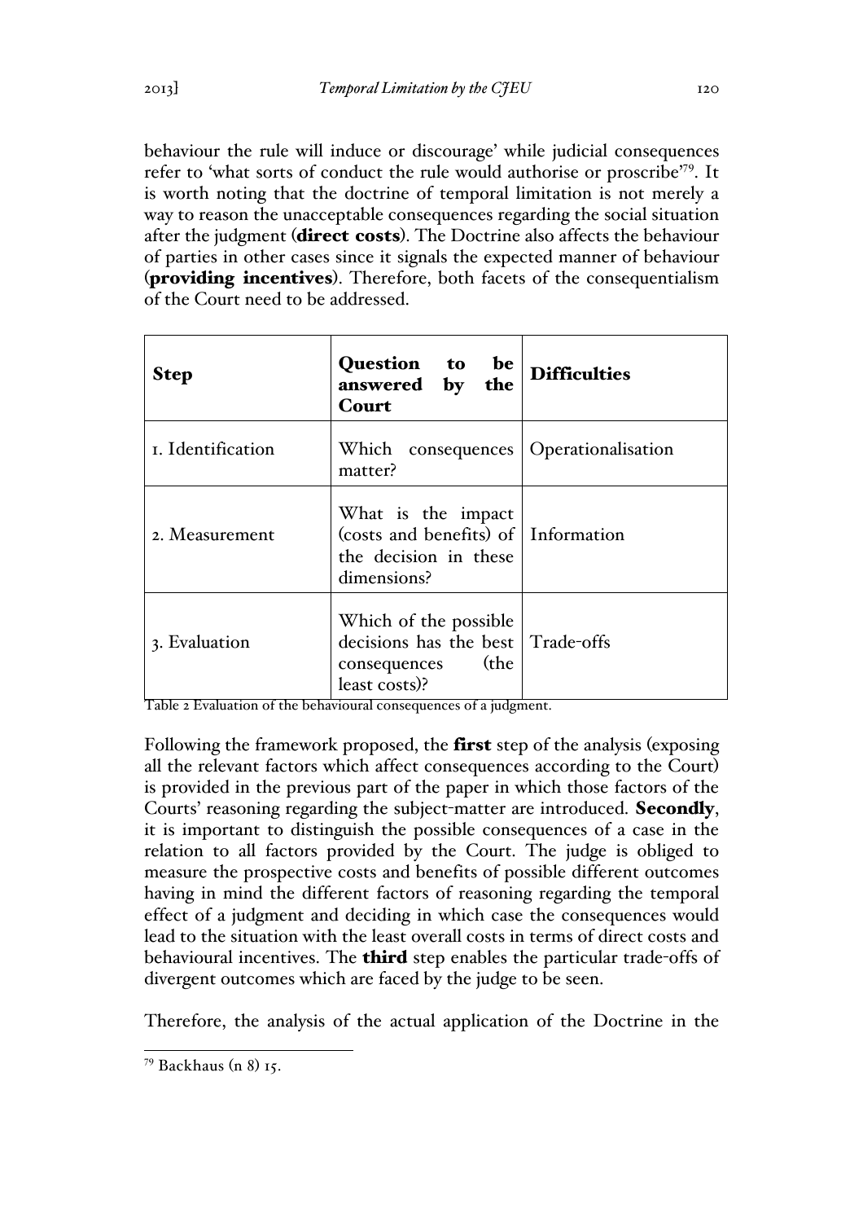behaviour the rule will induce or discourage' while judicial consequences refer to 'what sorts of conduct the rule would authorise or proscribe'[79]. It is worth noting that the doctrine of temporal limitation is not merely a way to reason the unacceptable consequences regarding the social situation after the judgment (**direct costs**). The Doctrine also affects the behaviour of parties in other cases since it signals the expected manner of behaviour (**providing incentives**). Therefore, both facets of the consequentialism of the Court need to be addressed.

| Step | Question to be answered by the Court | Difficulties |
|---|---|---|
| 1. Identification | Which consequences matter? | Operationalisation |
| 2. Measurement | What is the impact (costs and benefits) of the decision in these dimensions? | Information |
| 3. Evaluation | Which of the possible decisions has the best consequences (the least costs)? | Trade-offs |

Table 2 Evaluation of the behavioural consequences of a judgment.

Following the framework proposed, the **first** step of the analysis (exposing all the relevant factors which affect consequences according to the Court) is provided in the previous part of the paper in which those factors of the Courts' reasoning regarding the subject-matter are introduced. **Secondly**, it is important to distinguish the possible consequences of a case in the relation to all factors provided by the Court. The judge is obliged to measure the prospective costs and benefits of possible different outcomes having in mind the different factors of reasoning regarding the temporal effect of a judgment and deciding in which case the consequences would lead to the situation with the least overall costs in terms of direct costs and behavioural incentives. The **third** step enables the particular trade-offs of divergent outcomes which are faced by the judge to be seen.

Therefore, the analysis of the actual application of the Doctrine in the

[79] Backhaus (n 8) 15.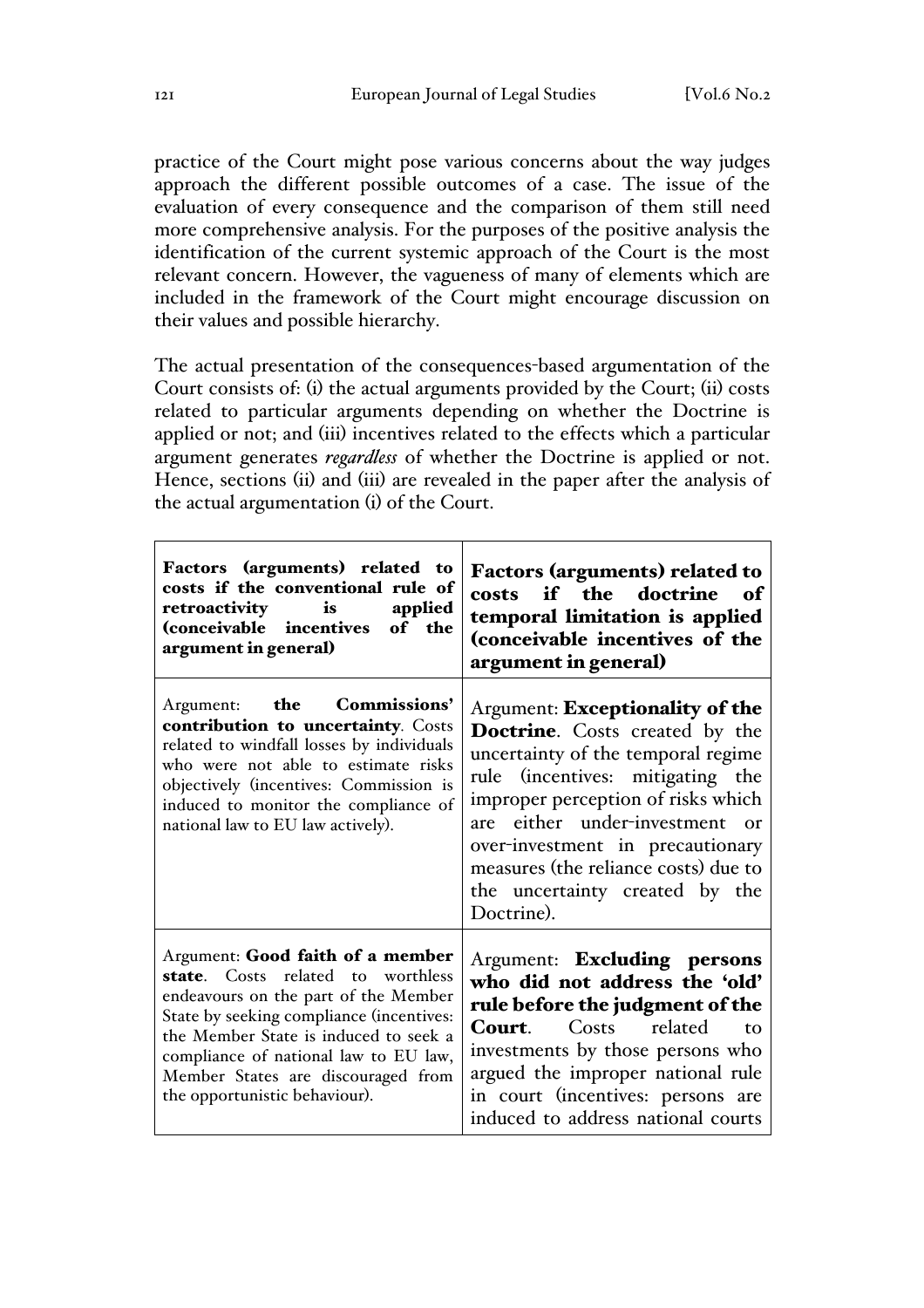practice of the Court might pose various concerns about the way judges approach the different possible outcomes of a case. The issue of the evaluation of every consequence and the comparison of them still need more comprehensive analysis. For the purposes of the positive analysis the identification of the current systemic approach of the Court is the most relevant concern. However, the vagueness of many of elements which are included in the framework of the Court might encourage discussion on their values and possible hierarchy.

The actual presentation of the consequences-based argumentation of the Court consists of: (i) the actual arguments provided by the Court; (ii) costs related to particular arguments depending on whether the Doctrine is applied or not; and (iii) incentives related to the effects which a particular argument generates *regardless* of whether the Doctrine is applied or not. Hence, sections (ii) and (iii) are revealed in the paper after the analysis of the actual argumentation (i) of the Court.

| **Factors (arguments) related to costs if the conventional rule of retroactivity is applied (conceivable incentives of the argument in general)** | **Factors (arguments) related to costs if the doctrine of temporal limitation is applied (conceivable incentives of the argument in general)** |
|---|---|
| Argument: **the Commissions' contribution to uncertainty**. Costs related to windfall losses by individuals who were not able to estimate risks objectively (incentives: Commission is induced to monitor the compliance of national law to EU law actively). | Argument: **Exceptionality of the Doctrine**. Costs created by the uncertainty of the temporal regime rule (incentives: mitigating the improper perception of risks which are either under-investment or over-investment in precautionary measures (the reliance costs) due to the uncertainty created by the Doctrine). |
| Argument: **Good faith of a member state**. Costs related to worthless endeavours on the part of the Member State by seeking compliance (incentives: the Member State is induced to seek a compliance of national law to EU law, Member States are discouraged from the opportunistic behaviour). | Argument: **Excluding persons who did not address the 'old' rule before the judgment of the Court**. Costs related to investments by those persons who argued the improper national rule in court (incentives: persons are induced to address national courts |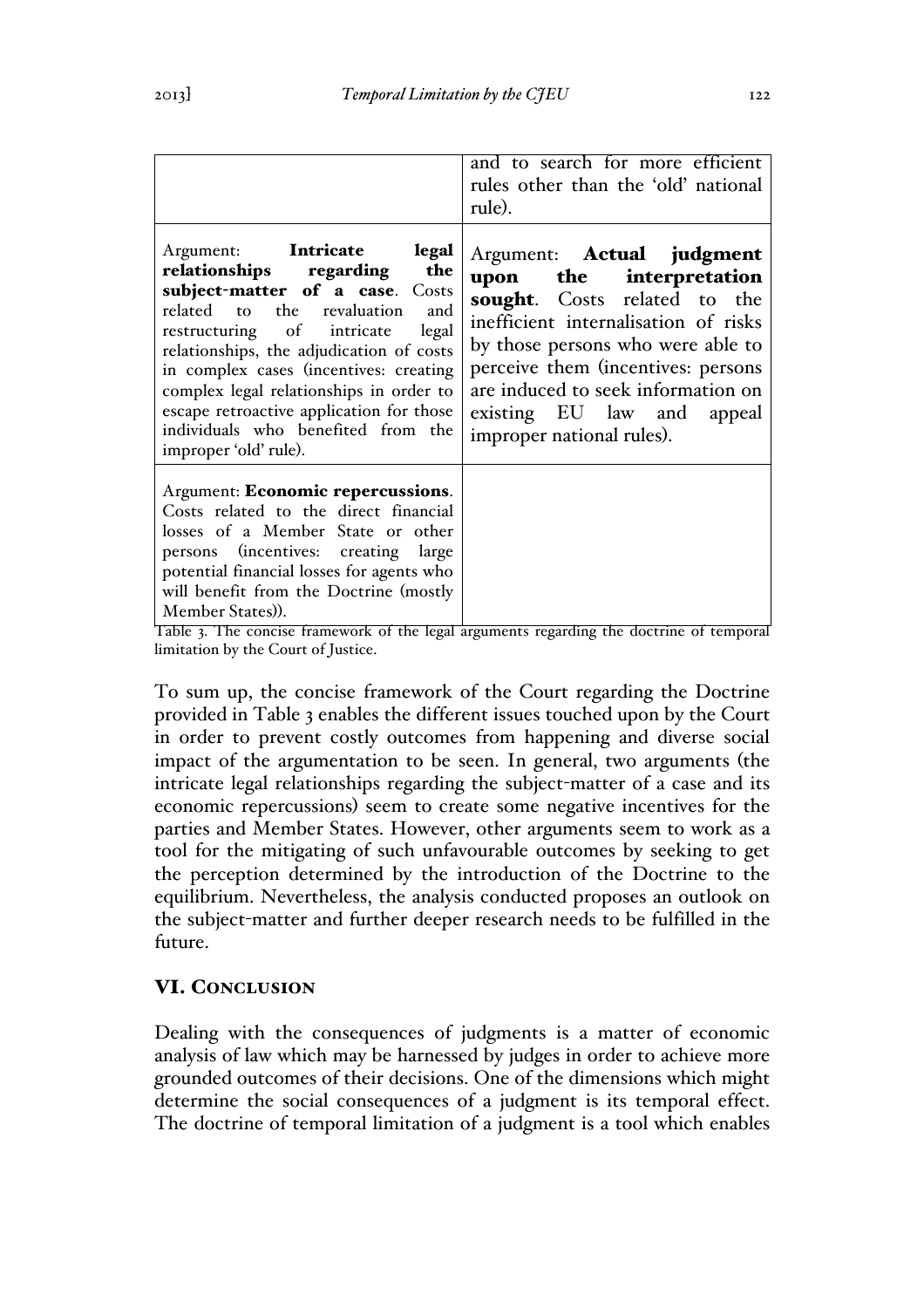| | |
|---|---|
| | and to search for more efficient rules other than the 'old' national rule). |
| Argument: **Intricate legal relationships regarding the subject-matter of a case**. Costs related to the revaluation and restructuring of intricate legal relationships, the adjudication of costs in complex cases (incentives: creating complex legal relationships in order to escape retroactive application for those individuals who benefited from the improper 'old' rule). | Argument: **Actual judgment upon the interpretation sought**. Costs related to the inefficient internalisation of risks by those persons who were able to perceive them (incentives: persons are induced to seek information on existing EU law and appeal improper national rules). |
| Argument: **Economic repercussions**. Costs related to the direct financial losses of a Member State or other persons (incentives: creating large potential financial losses for agents who will benefit from the Doctrine (mostly Member States)). | |

Table 3. The concise framework of the legal arguments regarding the doctrine of temporal limitation by the Court of Justice.

To sum up, the concise framework of the Court regarding the Doctrine provided in Table 3 enables the different issues touched upon by the Court in order to prevent costly outcomes from happening and diverse social impact of the argumentation to be seen. In general, two arguments (the intricate legal relationships regarding the subject-matter of a case and its economic repercussions) seem to create some negative incentives for the parties and Member States. However, other arguments seem to work as a tool for the mitigating of such unfavourable outcomes by seeking to get the perception determined by the introduction of the Doctrine to the equilibrium. Nevertheless, the analysis conducted proposes an outlook on the subject-matter and further deeper research needs to be fulfilled in the future.

## VI. CONCLUSION

Dealing with the consequences of judgments is a matter of economic analysis of law which may be harnessed by judges in order to achieve more grounded outcomes of their decisions. One of the dimensions which might determine the social consequences of a judgment is its temporal effect. The doctrine of temporal limitation of a judgment is a tool which enables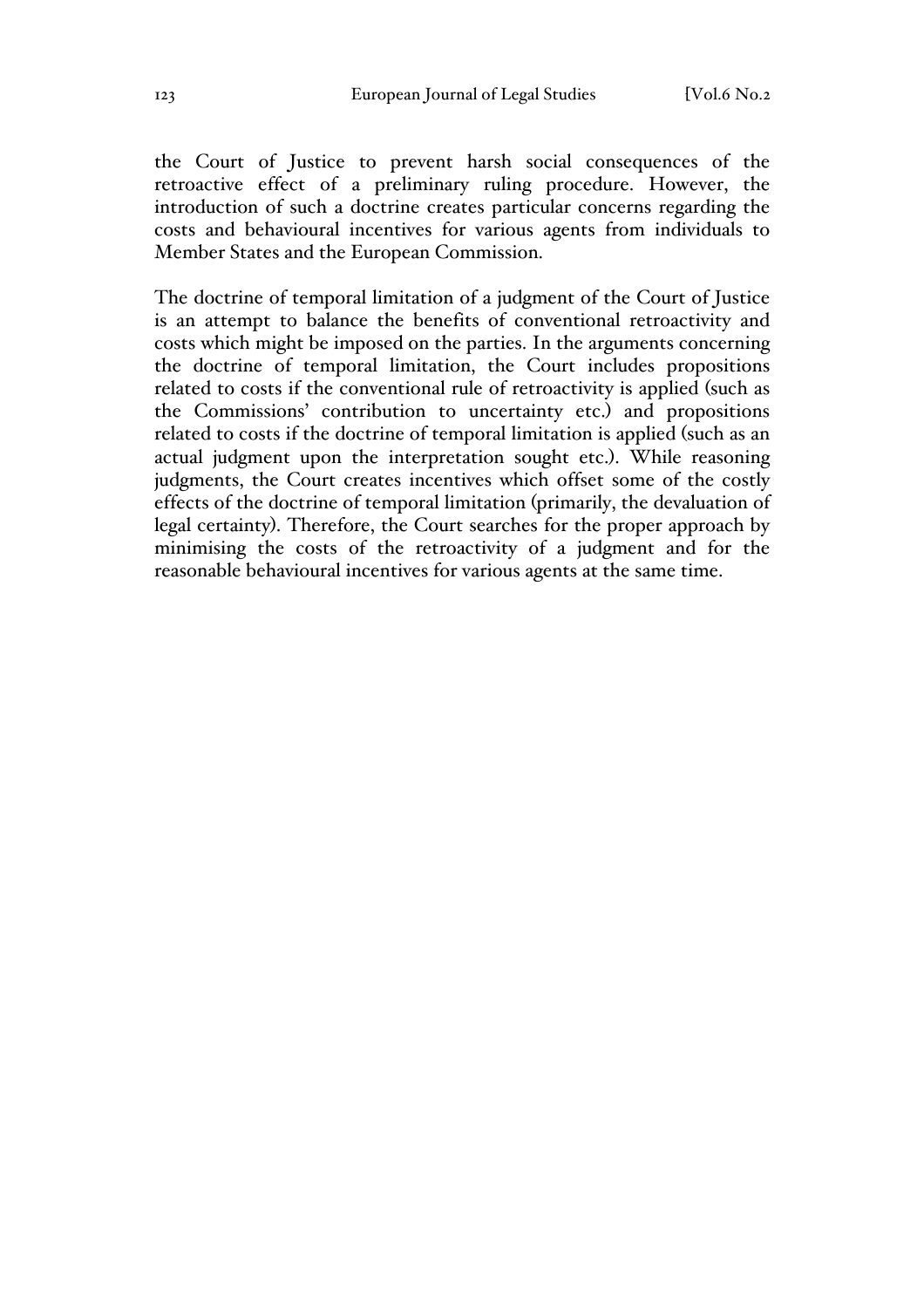the Court of Justice to prevent harsh social consequences of the retroactive effect of a preliminary ruling procedure. However, the introduction of such a doctrine creates particular concerns regarding the costs and behavioural incentives for various agents from individuals to Member States and the European Commission.

The doctrine of temporal limitation of a judgment of the Court of Justice is an attempt to balance the benefits of conventional retroactivity and costs which might be imposed on the parties. In the arguments concerning the doctrine of temporal limitation, the Court includes propositions related to costs if the conventional rule of retroactivity is applied (such as the Commissions' contribution to uncertainty etc.) and propositions related to costs if the doctrine of temporal limitation is applied (such as an actual judgment upon the interpretation sought etc.). While reasoning judgments, the Court creates incentives which offset some of the costly effects of the doctrine of temporal limitation (primarily, the devaluation of legal certainty). Therefore, the Court searches for the proper approach by minimising the costs of the retroactivity of a judgment and for the reasonable behavioural incentives for various agents at the same time.